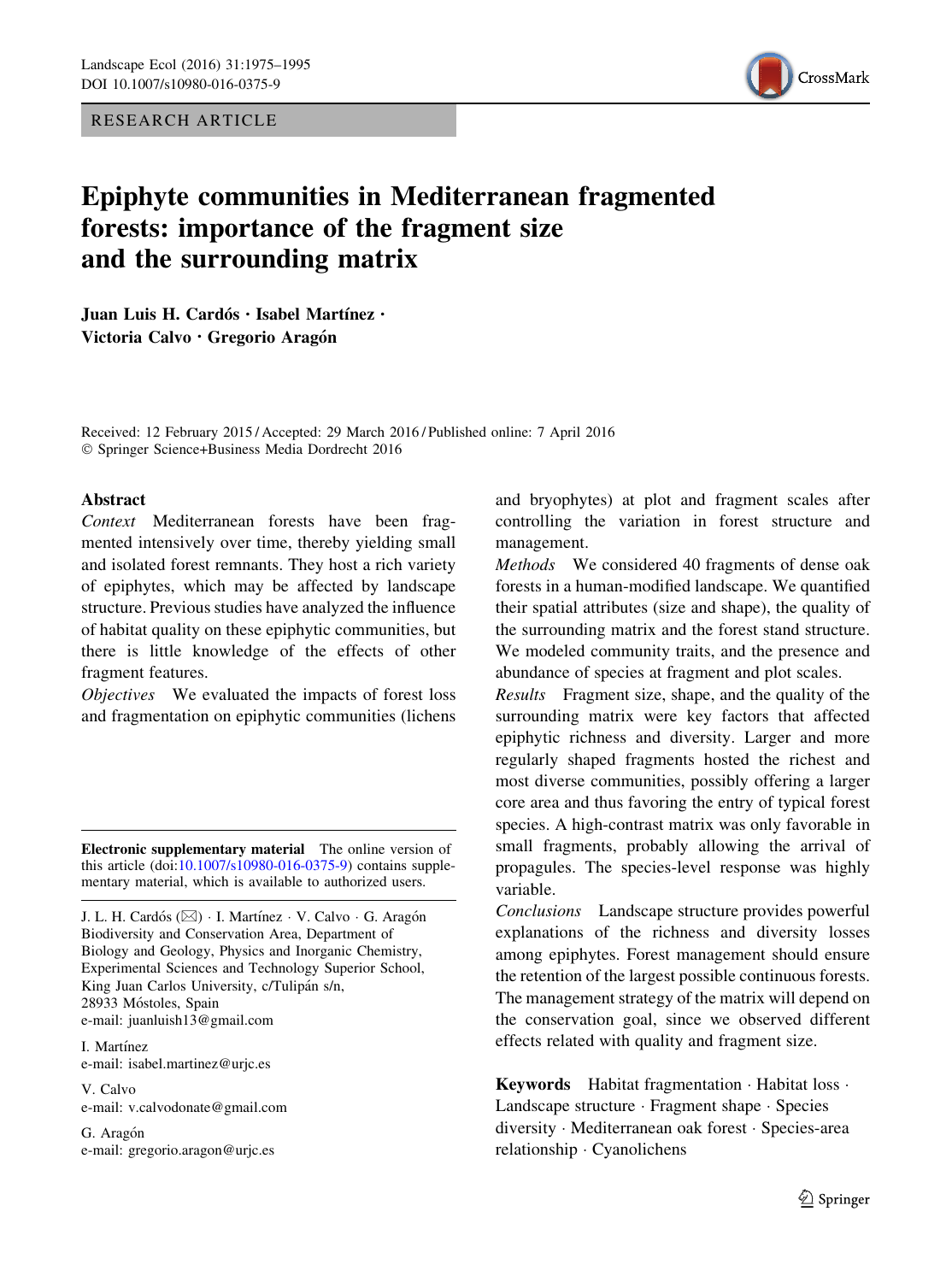RESEARCH ARTICLE

# Epiphyte communities in Mediterranean fragmented forests: importance of the fragment size and the surrounding matrix

**Juan Luis H. Cardós · Isabel Martínez · Victoria Calvo · Gregorio Aragón**

Received: 12 February 2015 / Accepted: 29 March 2016 / Published online: 7 April 2016
© Springer Science+Business Media Dordrecht 2016

## Abstract

*Context* Mediterranean forests have been fragmented intensively over time, thereby yielding small and isolated forest remnants. They host a rich variety of epiphytes, which may be affected by landscape structure. Previous studies have analyzed the influence of habitat quality on these epiphytic communities, but there is little knowledge of the effects of other fragment features.

*Objectives* We evaluated the impacts of forest loss and fragmentation on epiphytic communities (lichens and bryophytes) at plot and fragment scales after controlling the variation in forest structure and management.

*Methods* We considered 40 fragments of dense oak forests in a human-modified landscape. We quantified their spatial attributes (size and shape), the quality of the surrounding matrix and the forest stand structure. We modeled community traits, and the presence and abundance of species at fragment and plot scales.

*Results* Fragment size, shape, and the quality of the surrounding matrix were key factors that affected epiphytic richness and diversity. Larger and more regularly shaped fragments hosted the richest and most diverse communities, possibly offering a larger core area and thus favoring the entry of typical forest species. A high-contrast matrix was only favorable in small fragments, probably allowing the arrival of propagules. The species-level response was highly variable.

*Conclusions* Landscape structure provides powerful explanations of the richness and diversity losses among epiphytes. Forest management should ensure the retention of the largest possible continuous forests. The management strategy of the matrix will depend on the conservation goal, since we observed different effects related with quality and fragment size.

**Keywords** Habitat fragmentation · Habitat loss · Landscape structure · Fragment shape · Species diversity · Mediterranean oak forest · Species-area relationship · Cyanolichens

**Electronic supplementary material** The online version of this article (doi:10.1007/s10980-016-0375-9) contains supplementary material, which is available to authorized users.

J. L. H. Cardós (✉) · I. Martínez · V. Calvo · G. Aragón
Biodiversity and Conservation Area, Department of Biology and Geology, Physics and Inorganic Chemistry, Experimental Sciences and Technology Superior School, King Juan Carlos University, c/Tulipán s/n, 28933 Móstoles, Spain
e-mail: juanluish13@gmail.com

I. Martínez
e-mail: isabel.martinez@urjc.es

V. Calvo
e-mail: v.calvodonate@gmail.com

G. Aragón
e-mail: gregorio.aragon@urjc.es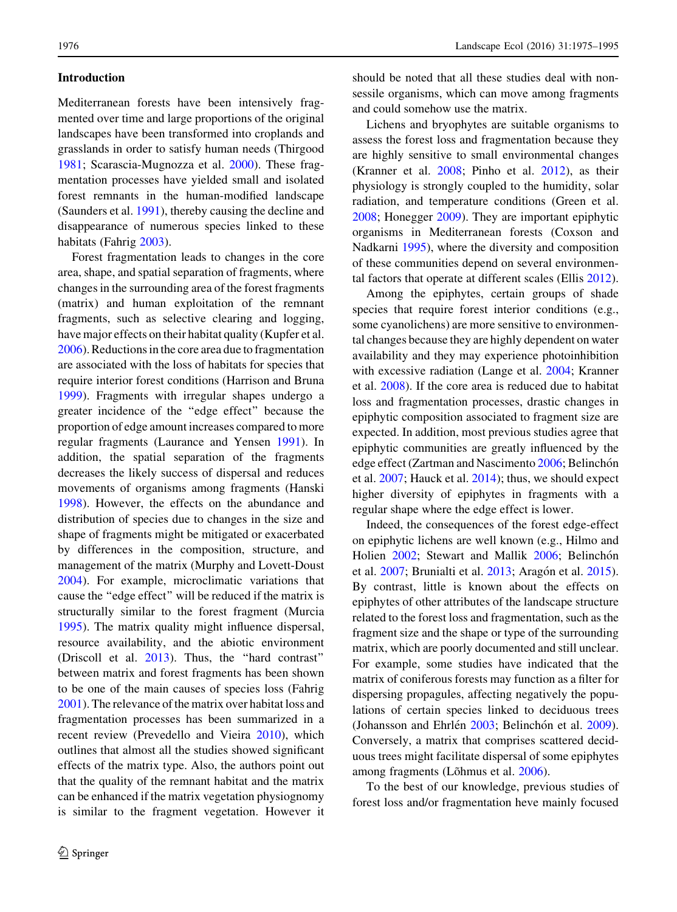## Introduction

Mediterranean forests have been intensively fragmented over time and large proportions of the original landscapes have been transformed into croplands and grasslands in order to satisfy human needs (Thirgood 1981; Scarascia-Mugnozza et al. 2000). These fragmentation processes have yielded small and isolated forest remnants in the human-modified landscape (Saunders et al. 1991), thereby causing the decline and disappearance of numerous species linked to these habitats (Fahrig 2003).

Forest fragmentation leads to changes in the core area, shape, and spatial separation of fragments, where changes in the surrounding area of the forest fragments (matrix) and human exploitation of the remnant fragments, such as selective clearing and logging, have major effects on their habitat quality (Kupfer et al. 2006). Reductions in the core area due to fragmentation are associated with the loss of habitats for species that require interior forest conditions (Harrison and Bruna 1999). Fragments with irregular shapes undergo a greater incidence of the "edge effect" because the proportion of edge amount increases compared to more regular fragments (Laurance and Yensen 1991). In addition, the spatial separation of the fragments decreases the likely success of dispersal and reduces movements of organisms among fragments (Hanski 1998). However, the effects on the abundance and distribution of species due to changes in the size and shape of fragments might be mitigated or exacerbated by differences in the composition, structure, and management of the matrix (Murphy and Lovett-Doust 2004). For example, microclimatic variations that cause the "edge effect" will be reduced if the matrix is structurally similar to the forest fragment (Murcia 1995). The matrix quality might influence dispersal, resource availability, and the abiotic environment (Driscoll et al. 2013). Thus, the "hard contrast" between matrix and forest fragments has been shown to be one of the main causes of species loss (Fahrig 2001). The relevance of the matrix over habitat loss and fragmentation processes has been summarized in a recent review (Prevedello and Vieira 2010), which outlines that almost all the studies showed significant effects of the matrix type. Also, the authors point out that the quality of the remnant habitat and the matrix can be enhanced if the matrix vegetation physiognomy is similar to the fragment vegetation. However it should be noted that all these studies deal with non-sessile organisms, which can move among fragments and could somehow use the matrix.

Lichens and bryophytes are suitable organisms to assess the forest loss and fragmentation because they are highly sensitive to small environmental changes (Kranner et al. 2008; Pinho et al. 2012), as their physiology is strongly coupled to the humidity, solar radiation, and temperature conditions (Green et al. 2008; Honegger 2009). They are important epiphytic organisms in Mediterranean forests (Coxson and Nadkarni 1995), where the diversity and composition of these communities depend on several environmental factors that operate at different scales (Ellis 2012).

Among the epiphytes, certain groups of shade species that require forest interior conditions (e.g., some cyanolichens) are more sensitive to environmental changes because they are highly dependent on water availability and they may experience photoinhibition with excessive radiation (Lange et al. 2004; Kranner et al. 2008). If the core area is reduced due to habitat loss and fragmentation processes, drastic changes in epiphytic composition associated to fragment size are expected. In addition, most previous studies agree that epiphytic communities are greatly influenced by the edge effect (Zartman and Nascimento 2006; Belinchón et al. 2007; Hauck et al. 2014); thus, we should expect higher diversity of epiphytes in fragments with a regular shape where the edge effect is lower.

Indeed, the consequences of the forest edge-effect on epiphytic lichens are well known (e.g., Hilmo and Holien 2002; Stewart and Mallik 2006; Belinchón et al. 2007; Brunialti et al. 2013; Aragón et al. 2015). By contrast, little is known about the effects on epiphytes of other attributes of the landscape structure related to the forest loss and fragmentation, such as the fragment size and the shape or type of the surrounding matrix, which are poorly documented and still unclear. For example, some studies have indicated that the matrix of coniferous forests may function as a filter for dispersing propagules, affecting negatively the populations of certain species linked to deciduous trees (Johansson and Ehrlén 2003; Belinchón et al. 2009). Conversely, a matrix that comprises scattered deciduous trees might facilitate dispersal of some epiphytes among fragments (Lõhmus et al. 2006).

To the best of our knowledge, previous studies of forest loss and/or fragmentation heve mainly focused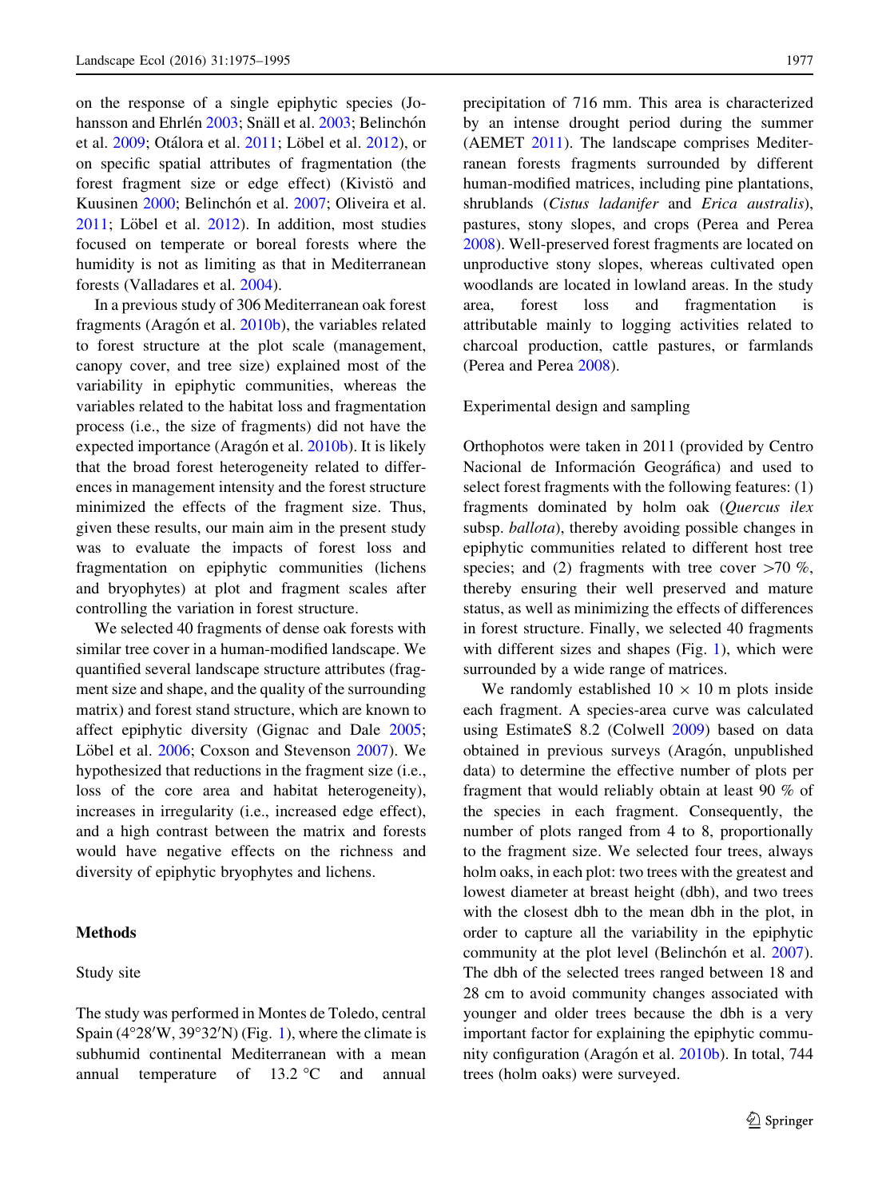on the response of a single epiphytic species (Johansson and Ehrlén 2003; Snäll et al. 2003; Belinchón et al. 2009; Otálora et al. 2011; Löbel et al. 2012), or on specific spatial attributes of fragmentation (the forest fragment size or edge effect) (Kivistö and Kuusinen 2000; Belinchón et al. 2007; Oliveira et al. 2011; Löbel et al. 2012). In addition, most studies focused on temperate or boreal forests where the humidity is not as limiting as that in Mediterranean forests (Valladares et al. 2004).

In a previous study of 306 Mediterranean oak forest fragments (Aragón et al. 2010b), the variables related to forest structure at the plot scale (management, canopy cover, and tree size) explained most of the variability in epiphytic communities, whereas the variables related to the habitat loss and fragmentation process (i.e., the size of fragments) did not have the expected importance (Aragón et al. 2010b). It is likely that the broad forest heterogeneity related to differences in management intensity and the forest structure minimized the effects of the fragment size. Thus, given these results, our main aim in the present study was to evaluate the impacts of forest loss and fragmentation on epiphytic communities (lichens and bryophytes) at plot and fragment scales after controlling the variation in forest structure.

We selected 40 fragments of dense oak forests with similar tree cover in a human-modified landscape. We quantified several landscape structure attributes (fragment size and shape, and the quality of the surrounding matrix) and forest stand structure, which are known to affect epiphytic diversity (Gignac and Dale 2005; Löbel et al. 2006; Coxson and Stevenson 2007). We hypothesized that reductions in the fragment size (i.e., loss of the core area and habitat heterogeneity), increases in irregularity (i.e., increased edge effect), and a high contrast between the matrix and forests would have negative effects on the richness and diversity of epiphytic bryophytes and lichens.

## Methods

### Study site

The study was performed in Montes de Toledo, central Spain (4°28′W, 39°32′N) (Fig. 1), where the climate is subhumid continental Mediterranean with a mean annual temperature of 13.2 °C and annual precipitation of 716 mm. This area is characterized by an intense drought period during the summer (AEMET 2011). The landscape comprises Mediterranean forests fragments surrounded by different human-modified matrices, including pine plantations, shrublands (*Cistus ladanifer* and *Erica australis*), pastures, stony slopes, and crops (Perea and Perea 2008). Well-preserved forest fragments are located on unproductive stony slopes, whereas cultivated open woodlands are located in lowland areas. In the study area, forest loss and fragmentation is attributable mainly to logging activities related to charcoal production, cattle pastures, or farmlands (Perea and Perea 2008).

### Experimental design and sampling

Orthophotos were taken in 2011 (provided by Centro Nacional de Información Geográfica) and used to select forest fragments with the following features: (1) fragments dominated by holm oak (*Quercus ilex* subsp. *ballota*), thereby avoiding possible changes in epiphytic communities related to different host tree species; and (2) fragments with tree cover >70 %, thereby ensuring their well preserved and mature status, as well as minimizing the effects of differences in forest structure. Finally, we selected 40 fragments with different sizes and shapes (Fig. 1), which were surrounded by a wide range of matrices.

We randomly established 10 × 10 m plots inside each fragment. A species-area curve was calculated using EstimateS 8.2 (Colwell 2009) based on data obtained in previous surveys (Aragón, unpublished data) to determine the effective number of plots per fragment that would reliably obtain at least 90 % of the species in each fragment. Consequently, the number of plots ranged from 4 to 8, proportionally to the fragment size. We selected four trees, always holm oaks, in each plot: two trees with the greatest and lowest diameter at breast height (dbh), and two trees with the closest dbh to the mean dbh in the plot, in order to capture all the variability in the epiphytic community at the plot level (Belinchón et al. 2007). The dbh of the selected trees ranged between 18 and 28 cm to avoid community changes associated with younger and older trees because the dbh is a very important factor for explaining the epiphytic community configuration (Aragón et al. 2010b). In total, 744 trees (holm oaks) were surveyed.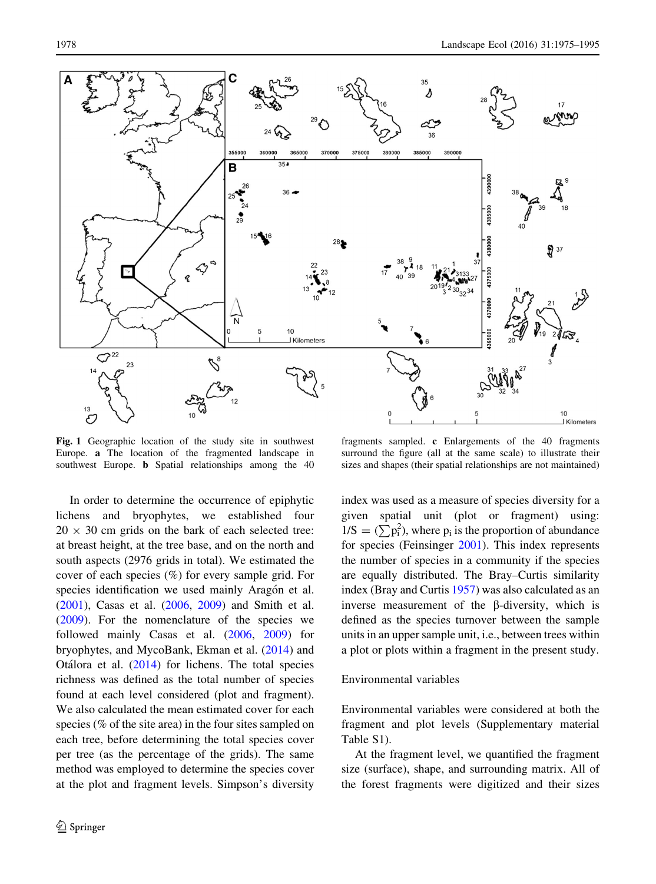**Fig. 1** Geographic location of the study site in southwest Europe. **a** The location of the fragmented landscape in southwest Europe. **b** Spatial relationships among the 40 fragments sampled. **c** Enlargements of the 40 fragments surround the figure (all at the same scale) to illustrate their sizes and shapes (their spatial relationships are not maintained)

In order to determine the occurrence of epiphytic lichens and bryophytes, we established four 20 × 30 cm grids on the bark of each selected tree: at breast height, at the tree base, and on the north and south aspects (2976 grids in total). We estimated the cover of each species (%) for every sample grid. For species identification we used mainly Aragón et al. (2001), Casas et al. (2006, 2009) and Smith et al. (2009). For the nomenclature of the species we followed mainly Casas et al. (2006, 2009) for bryophytes, and MycoBank, Ekman et al. (2014) and Otálora et al. (2014) for lichens. The total species richness was defined as the total number of species found at each level considered (plot and fragment). We also calculated the mean estimated cover for each species (% of the site area) in the four sites sampled on each tree, before determining the total species cover per tree (as the percentage of the grids). The same method was employed to determine the species cover at the plot and fragment levels. Simpson's diversity index was used as a measure of species diversity for a given spatial unit (plot or fragment) using: $1/S = (\sum p_i^2)$, where $p_i$ is the proportion of abundance for species (Feinsinger 2001). This index represents the number of species in a community if the species are equally distributed. The Bray–Curtis similarity index (Bray and Curtis 1957) was also calculated as an inverse measurement of the β-diversity, which is defined as the species turnover between the sample units in an upper sample unit, i.e., between trees within a plot or plots within a fragment in the present study.

## Environmental variables

Environmental variables were considered at both the fragment and plot levels (Supplementary material Table S1).

At the fragment level, we quantified the fragment size (surface), shape, and surrounding matrix. All of the forest fragments were digitized and their sizes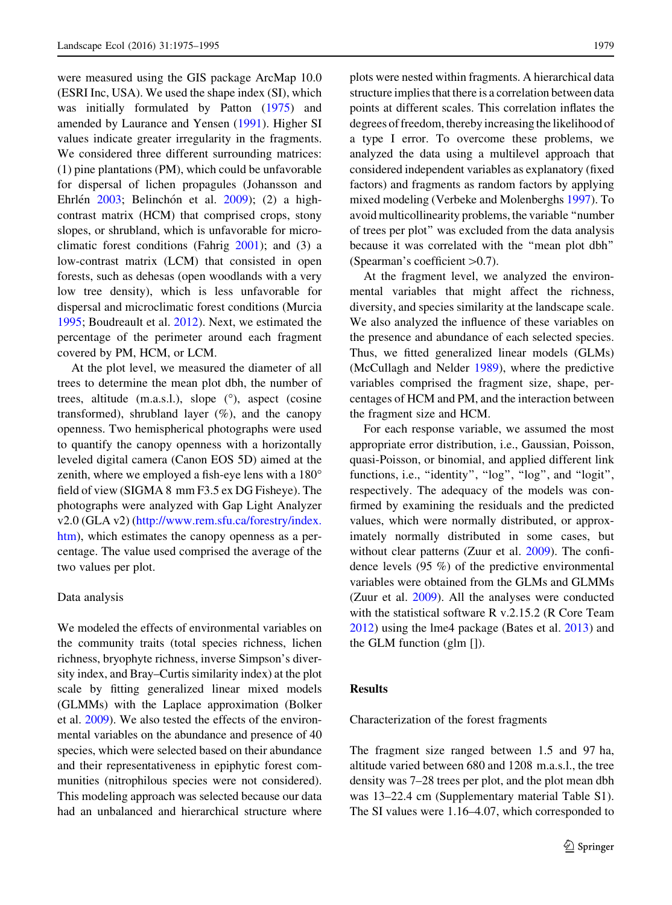were measured using the GIS package ArcMap 10.0 (ESRI Inc, USA). We used the shape index (SI), which was initially formulated by Patton (1975) and amended by Laurance and Yensen (1991). Higher SI values indicate greater irregularity in the fragments. We considered three different surrounding matrices: (1) pine plantations (PM), which could be unfavorable for dispersal of lichen propagules (Johansson and Ehrlén 2003; Belinchón et al. 2009); (2) a high-contrast matrix (HCM) that comprised crops, stony slopes, or shrubland, which is unfavorable for microclimatic forest conditions (Fahrig 2001); and (3) a low-contrast matrix (LCM) that consisted in open forests, such as dehesas (open woodlands with a very low tree density), which is less unfavorable for dispersal and microclimatic forest conditions (Murcia 1995; Boudreault et al. 2012). Next, we estimated the percentage of the perimeter around each fragment covered by PM, HCM, or LCM.

At the plot level, we measured the diameter of all trees to determine the mean plot dbh, the number of trees, altitude (m.a.s.l.), slope (°), aspect (cosine transformed), shrubland layer (%), and the canopy openness. Two hemispherical photographs were used to quantify the canopy openness with a horizontally leveled digital camera (Canon EOS 5D) aimed at the zenith, where we employed a fish-eye lens with a 180° field of view (SIGMA 8 mm F3.5 ex DG Fisheye). The photographs were analyzed with Gap Light Analyzer v2.0 (GLA v2) (http://www.rem.sfu.ca/forestry/index.htm), which estimates the canopy openness as a percentage. The value used comprised the average of the two values per plot.

### Data analysis

We modeled the effects of environmental variables on the community traits (total species richness, lichen richness, bryophyte richness, inverse Simpson's diversity index, and Bray–Curtis similarity index) at the plot scale by fitting generalized linear mixed models (GLMMs) with the Laplace approximation (Bolker et al. 2009). We also tested the effects of the environmental variables on the abundance and presence of 40 species, which were selected based on their abundance and their representativeness in epiphytic forest communities (nitrophilous species were not considered). This modeling approach was selected because our data had an unbalanced and hierarchical structure where plots were nested within fragments. A hierarchical data structure implies that there is a correlation between data points at different scales. This correlation inflates the degrees of freedom, thereby increasing the likelihood of a type I error. To overcome these problems, we analyzed the data using a multilevel approach that considered independent variables as explanatory (fixed factors) and fragments as random factors by applying mixed modeling (Verbeke and Molenberghs 1997). To avoid multicollinearity problems, the variable "number of trees per plot" was excluded from the data analysis because it was correlated with the "mean plot dbh" (Spearman's coefficient >0.7).

At the fragment level, we analyzed the environmental variables that might affect the richness, diversity, and species similarity at the landscape scale. We also analyzed the influence of these variables on the presence and abundance of each selected species. Thus, we fitted generalized linear models (GLMs) (McCullagh and Nelder 1989), where the predictive variables comprised the fragment size, shape, percentages of HCM and PM, and the interaction between the fragment size and HCM.

For each response variable, we assumed the most appropriate error distribution, i.e., Gaussian, Poisson, quasi-Poisson, or binomial, and applied different link functions, i.e., "identity", "log", "log", and "logit", respectively. The adequacy of the models was confirmed by examining the residuals and the predicted values, which were normally distributed, or approximately normally distributed in some cases, but without clear patterns (Zuur et al. 2009). The confidence levels (95 %) of the predictive environmental variables were obtained from the GLMs and GLMMs (Zuur et al. 2009). All the analyses were conducted with the statistical software R v.2.15.2 (R Core Team 2012) using the lme4 package (Bates et al. 2013) and the GLM function (glm []).

## Results

### Characterization of the forest fragments

The fragment size ranged between 1.5 and 97 ha, altitude varied between 680 and 1208 m.a.s.l., the tree density was 7–28 trees per plot, and the plot mean dbh was 13–22.4 cm (Supplementary material Table S1). The SI values were 1.16–4.07, which corresponded to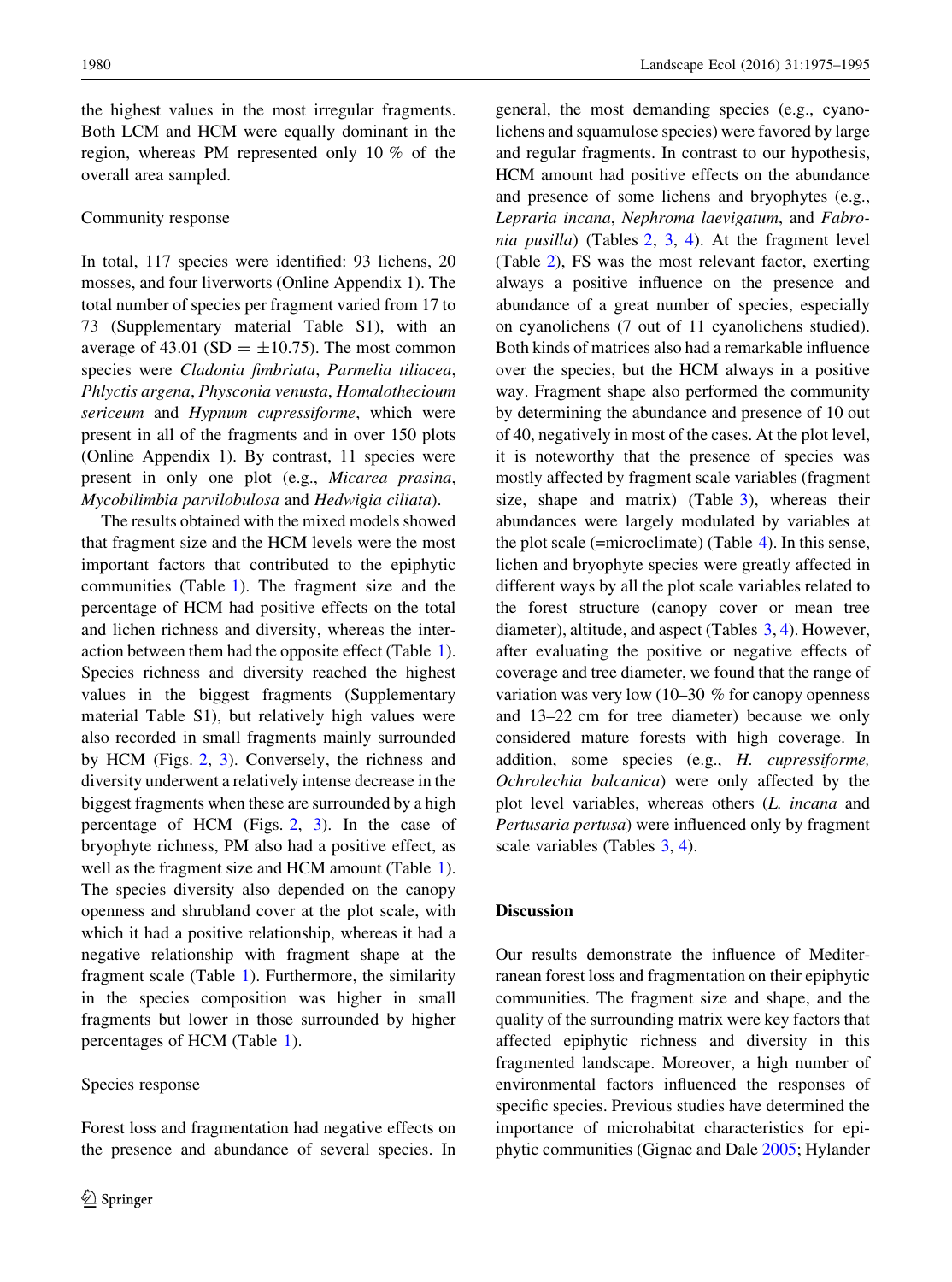the highest values in the most irregular fragments. Both LCM and HCM were equally dominant in the region, whereas PM represented only 10 % of the overall area sampled.

### Community response

In total, 117 species were identified: 93 lichens, 20 mosses, and four liverworts (Online Appendix 1). The total number of species per fragment varied from 17 to 73 (Supplementary material Table S1), with an average of 43.01 (SD $= \pm 10.75$). The most common species were *Cladonia fimbriata*, *Parmelia tiliacea*, *Phlyctis argena*, *Physconia venusta*, *Homalothecioum sericeum* and *Hypnum cupressiforme*, which were present in all of the fragments and in over 150 plots (Online Appendix 1). By contrast, 11 species were present in only one plot (e.g., *Micarea prasina*, *Mycobilimbia parvilobulosa* and *Hedwigia ciliata*).

The results obtained with the mixed models showed that fragment size and the HCM levels were the most important factors that contributed to the epiphytic communities (Table 1). The fragment size and the percentage of HCM had positive effects on the total and lichen richness and diversity, whereas the interaction between them had the opposite effect (Table 1). Species richness and diversity reached the highest values in the biggest fragments (Supplementary material Table S1), but relatively high values were also recorded in small fragments mainly surrounded by HCM (Figs. 2, 3). Conversely, the richness and diversity underwent a relatively intense decrease in the biggest fragments when these are surrounded by a high percentage of HCM (Figs. 2, 3). In the case of bryophyte richness, PM also had a positive effect, as well as the fragment size and HCM amount (Table 1). The species diversity also depended on the canopy openness and shrubland cover at the plot scale, with which it had a positive relationship, whereas it had a negative relationship with fragment shape at the fragment scale (Table 1). Furthermore, the similarity in the species composition was higher in small fragments but lower in those surrounded by higher percentages of HCM (Table 1).

### Species response

Forest loss and fragmentation had negative effects on the presence and abundance of several species. In general, the most demanding species (e.g., cyanolichens and squamulose species) were favored by large and regular fragments. In contrast to our hypothesis, HCM amount had positive effects on the abundance and presence of some lichens and bryophytes (e.g., *Lepraria incana*, *Nephroma laevigatum*, and *Fabronia pusilla*) (Tables 2, 3, 4). At the fragment level (Table 2), FS was the most relevant factor, exerting always a positive influence on the presence and abundance of a great number of species, especially on cyanolichens (7 out of 11 cyanolichens studied). Both kinds of matrices also had a remarkable influence over the species, but the HCM always in a positive way. Fragment shape also performed the community by determining the abundance and presence of 10 out of 40, negatively in most of the cases. At the plot level, it is noteworthy that the presence of species was mostly affected by fragment scale variables (fragment size, shape and matrix) (Table 3), whereas their abundances were largely modulated by variables at the plot scale (=microclimate) (Table 4). In this sense, lichen and bryophyte species were greatly affected in different ways by all the plot scale variables related to the forest structure (canopy cover or mean tree diameter), altitude, and aspect (Tables 3, 4). However, after evaluating the positive or negative effects of coverage and tree diameter, we found that the range of variation was very low (10–30 % for canopy openness and 13–22 cm for tree diameter) because we only considered mature forests with high coverage. In addition, some species (e.g., *H. cupressiforme, Ochrolechia balcanica*) were only affected by the plot level variables, whereas others (*L. incana* and *Pertusaria pertusa*) were influenced only by fragment scale variables (Tables 3, 4).

## Discussion

Our results demonstrate the influence of Mediterranean forest loss and fragmentation on their epiphytic communities. The fragment size and shape, and the quality of the surrounding matrix were key factors that affected epiphytic richness and diversity in this fragmented landscape. Moreover, a high number of environmental factors influenced the responses of specific species. Previous studies have determined the importance of microhabitat characteristics for epiphytic communities (Gignac and Dale 2005; Hylander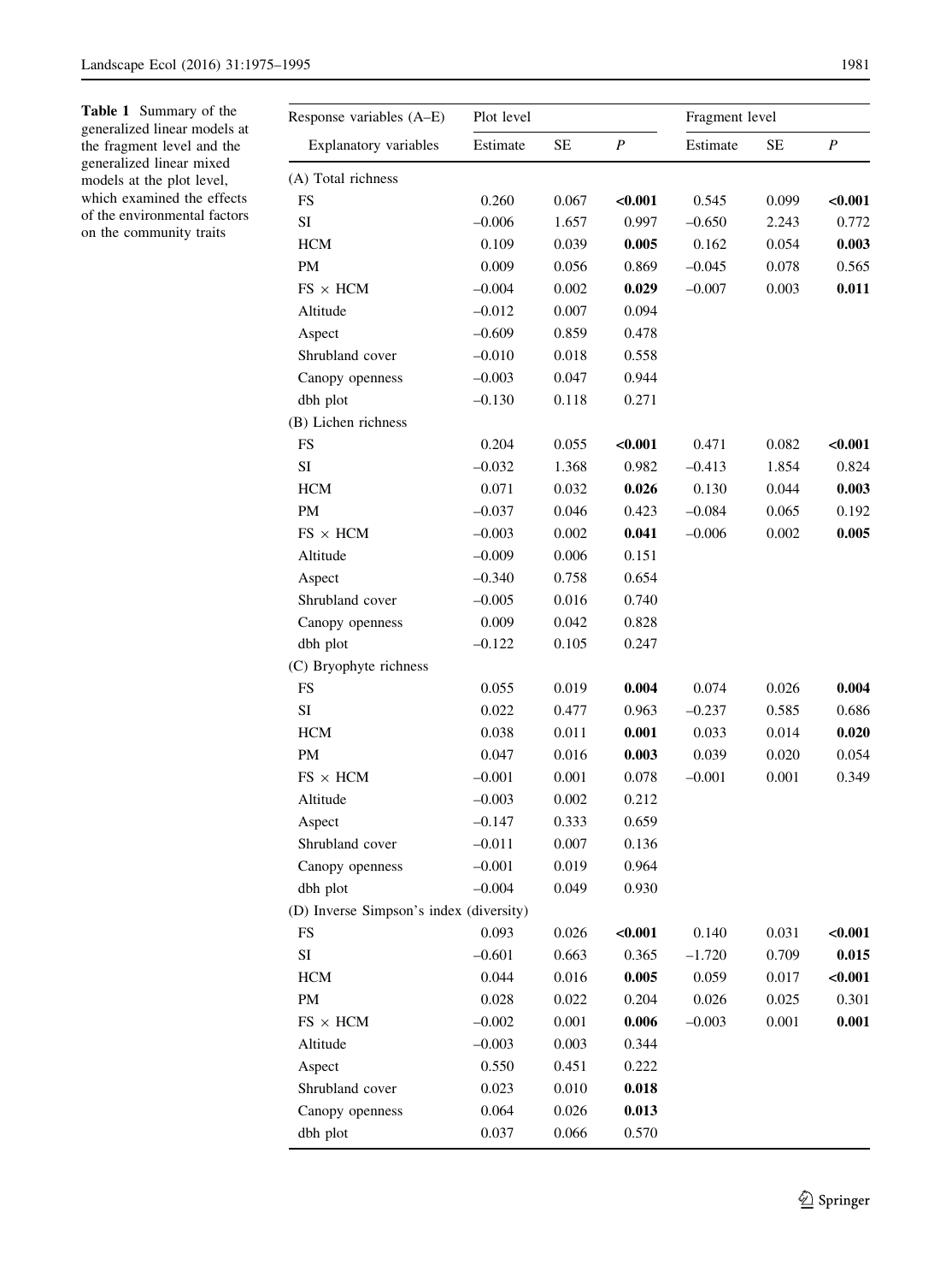**Table 1** Summary of the generalized linear models at the fragment level and the generalized linear mixed models at the plot level, which examined the effects of the environmental factors on the community traits

| Response variables (A–E) | Plot level | | | Fragment level | | |
|---|---|---|---|---|---|---|
| Explanatory variables | Estimate | SE | *P* | Estimate | SE | *P* |
| (A) Total richness | | | | | | |
| FS | 0.260 | 0.067 | **<0.001** | 0.545 | 0.099 | **<0.001** |
| SI | –0.006 | 1.657 | 0.997 | –0.650 | 2.243 | 0.772 |
| HCM | 0.109 | 0.039 | **0.005** | 0.162 | 0.054 | **0.003** |
| PM | 0.009 | 0.056 | 0.869 | –0.045 | 0.078 | 0.565 |
| FS × HCM | –0.004 | 0.002 | **0.029** | –0.007 | 0.003 | **0.011** |
| Altitude | –0.012 | 0.007 | 0.094 | | | |
| Aspect | –0.609 | 0.859 | 0.478 | | | |
| Shrubland cover | –0.010 | 0.018 | 0.558 | | | |
| Canopy openness | –0.003 | 0.047 | 0.944 | | | |
| dbh plot | –0.130 | 0.118 | 0.271 | | | |
| (B) Lichen richness | | | | | | |
| FS | 0.204 | 0.055 | **<0.001** | 0.471 | 0.082 | **<0.001** |
| SI | –0.032 | 1.368 | 0.982 | –0.413 | 1.854 | 0.824 |
| HCM | 0.071 | 0.032 | **0.026** | 0.130 | 0.044 | **0.003** |
| PM | –0.037 | 0.046 | 0.423 | –0.084 | 0.065 | 0.192 |
| FS × HCM | –0.003 | 0.002 | **0.041** | –0.006 | 0.002 | **0.005** |
| Altitude | –0.009 | 0.006 | 0.151 | | | |
| Aspect | –0.340 | 0.758 | 0.654 | | | |
| Shrubland cover | –0.005 | 0.016 | 0.740 | | | |
| Canopy openness | 0.009 | 0.042 | 0.828 | | | |
| dbh plot | –0.122 | 0.105 | 0.247 | | | |
| (C) Bryophyte richness | | | | | | |
| FS | 0.055 | 0.019 | **0.004** | 0.074 | 0.026 | **0.004** |
| SI | 0.022 | 0.477 | 0.963 | –0.237 | 0.585 | 0.686 |
| HCM | 0.038 | 0.011 | **0.001** | 0.033 | 0.014 | **0.020** |
| PM | 0.047 | 0.016 | **0.003** | 0.039 | 0.020 | 0.054 |
| FS × HCM | –0.001 | 0.001 | 0.078 | –0.001 | 0.001 | 0.349 |
| Altitude | –0.003 | 0.002 | 0.212 | | | |
| Aspect | –0.147 | 0.333 | 0.659 | | | |
| Shrubland cover | –0.011 | 0.007 | 0.136 | | | |
| Canopy openness | –0.001 | 0.019 | 0.964 | | | |
| dbh plot | –0.004 | 0.049 | 0.930 | | | |
| (D) Inverse Simpson's index (diversity) | | | | | | |
| FS | 0.093 | 0.026 | **<0.001** | 0.140 | 0.031 | **<0.001** |
| SI | –0.601 | 0.663 | 0.365 | –1.720 | 0.709 | **0.015** |
| HCM | 0.044 | 0.016 | **0.005** | 0.059 | 0.017 | **<0.001** |
| PM | 0.028 | 0.022 | 0.204 | 0.026 | 0.025 | 0.301 |
| FS × HCM | –0.002 | 0.001 | **0.006** | –0.003 | 0.001 | **0.001** |
| Altitude | –0.003 | 0.003 | 0.344 | | | |
| Aspect | 0.550 | 0.451 | 0.222 | | | |
| Shrubland cover | 0.023 | 0.010 | **0.018** | | | |
| Canopy openness | 0.064 | 0.026 | **0.013** | | | |
| dbh plot | 0.037 | 0.066 | 0.570 | | | |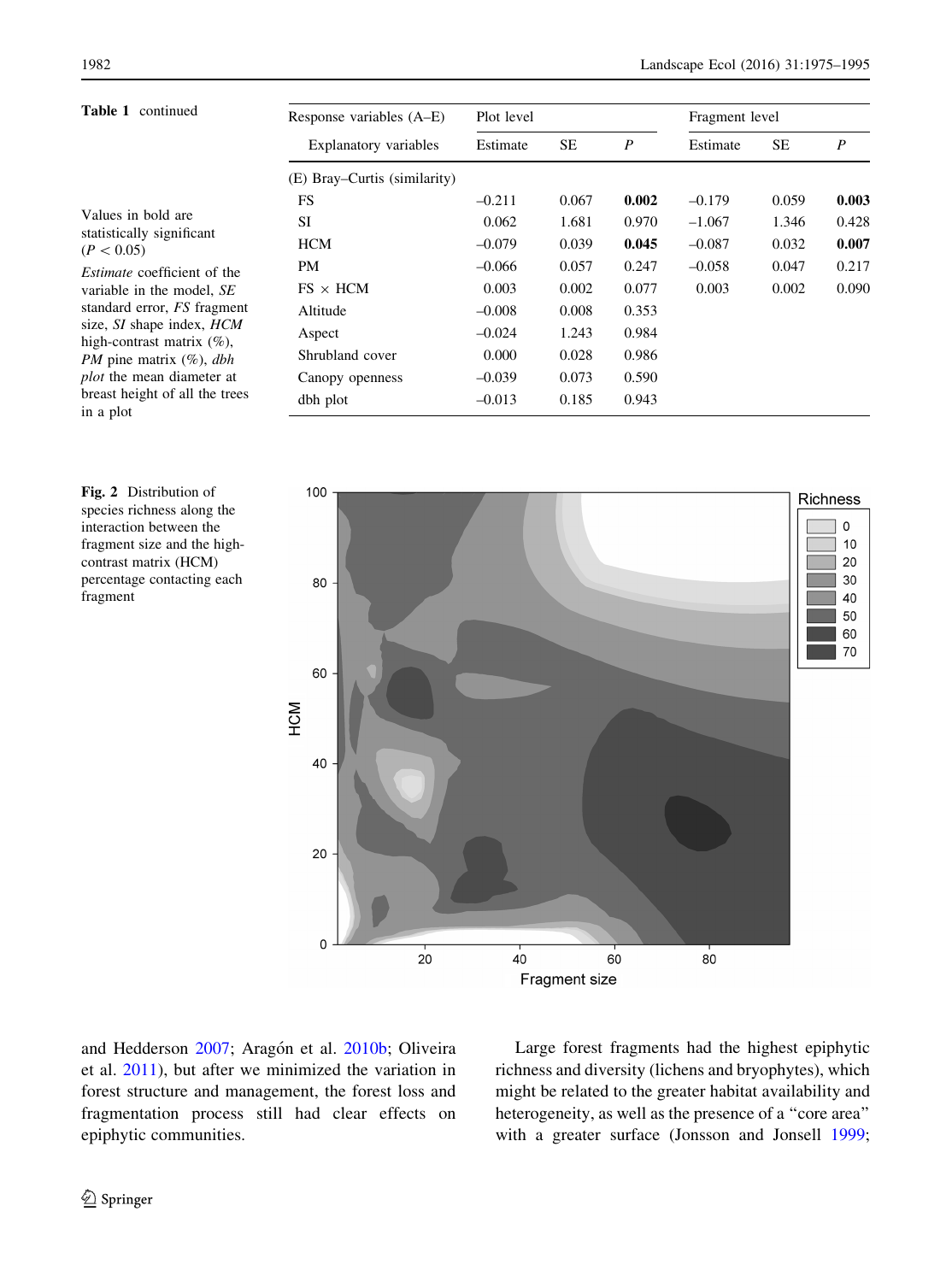**Table 1** continued

| Response variables (A–E) | Plot level | | | Fragment level | | |
|---|---|---|---|---|---|---|
| Explanatory variables | Estimate | SE | *P* | Estimate | SE | *P* |
| (E) Bray–Curtis (similarity) | | | | | | |
| FS | –0.211 | 0.067 | **0.002** | –0.179 | 0.059 | **0.003** |
| SI | 0.062 | 1.681 | 0.970 | –1.067 | 1.346 | 0.428 |
| HCM | –0.079 | 0.039 | **0.045** | –0.087 | 0.032 | **0.007** |
| PM | –0.066 | 0.057 | 0.247 | –0.058 | 0.047 | 0.217 |
| FS × HCM | 0.003 | 0.002 | 0.077 | 0.003 | 0.002 | 0.090 |
| Altitude | –0.008 | 0.008 | 0.353 | | | |
| Aspect | –0.024 | 1.243 | 0.984 | | | |
| Shrubland cover | 0.000 | 0.028 | 0.986 | | | |
| Canopy openness | –0.039 | 0.073 | 0.590 | | | |
| dbh plot | –0.013 | 0.185 | 0.943 | | | |

Values in bold are statistically significant ($P < 0.05$)

*Estimate* coefficient of the variable in the model, *SE* standard error, *FS* fragment size, *SI* shape index, *HCM* high-contrast matrix (%), *PM* pine matrix (%), *dbh plot* the mean diameter at breast height of all the trees in a plot

**Fig. 2** Distribution of species richness along the interaction between the fragment size and the high-contrast matrix (HCM) percentage contacting each fragment

and Hedderson 2007; Aragón et al. 2010b; Oliveira et al. 2011), but after we minimized the variation in forest structure and management, the forest loss and fragmentation process still had clear effects on epiphytic communities.

Large forest fragments had the highest epiphytic richness and diversity (lichens and bryophytes), which might be related to the greater habitat availability and heterogeneity, as well as the presence of a "core area" with a greater surface (Jonsson and Jonsell 1999;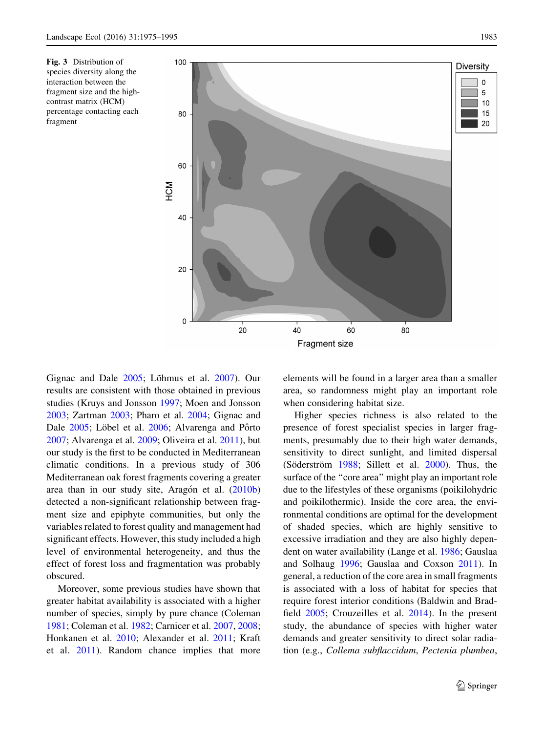**Fig. 3** Distribution of species diversity along the interaction between the fragment size and the high-contrast matrix (HCM) percentage contacting each fragment

Gignac and Dale 2005; Lõhmus et al. 2007). Our results are consistent with those obtained in previous studies (Kruys and Jonsson 1997; Moen and Jonsson 2003; Zartman 2003; Pharo et al. 2004; Gignac and Dale 2005; Löbel et al. 2006; Alvarenga and Pôrto 2007; Alvarenga et al. 2009; Oliveira et al. 2011), but our study is the first to be conducted in Mediterranean climatic conditions. In a previous study of 306 Mediterranean oak forest fragments covering a greater area than in our study site, Aragón et al. (2010b) detected a non-significant relationship between fragment size and epiphyte communities, but only the variables related to forest quality and management had significant effects. However, this study included a high level of environmental heterogeneity, and thus the effect of forest loss and fragmentation was probably obscured.

Moreover, some previous studies have shown that greater habitat availability is associated with a higher number of species, simply by pure chance (Coleman 1981; Coleman et al. 1982; Carnicer et al. 2007, 2008; Honkanen et al. 2010; Alexander et al. 2011; Kraft et al. 2011). Random chance implies that more elements will be found in a larger area than a smaller area, so randomness might play an important role when considering habitat size.

Higher species richness is also related to the presence of forest specialist species in larger fragments, presumably due to their high water demands, sensitivity to direct sunlight, and limited dispersal (Söderström 1988; Sillett et al. 2000). Thus, the surface of the "core area" might play an important role due to the lifestyles of these organisms (poikilohydric and poikilothermic). Inside the core area, the environmental conditions are optimal for the development of shaded species, which are highly sensitive to excessive irradiation and they are also highly dependent on water availability (Lange et al. 1986; Gauslaa and Solhaug 1996; Gauslaa and Coxson 2011). In general, a reduction of the core area in small fragments is associated with a loss of habitat for species that require forest interior conditions (Baldwin and Bradfield 2005; Crouzeilles et al. 2014). In the present study, the abundance of species with higher water demands and greater sensitivity to direct solar radiation (e.g., *Collema subflaccidum*, *Pectenia plumbea*,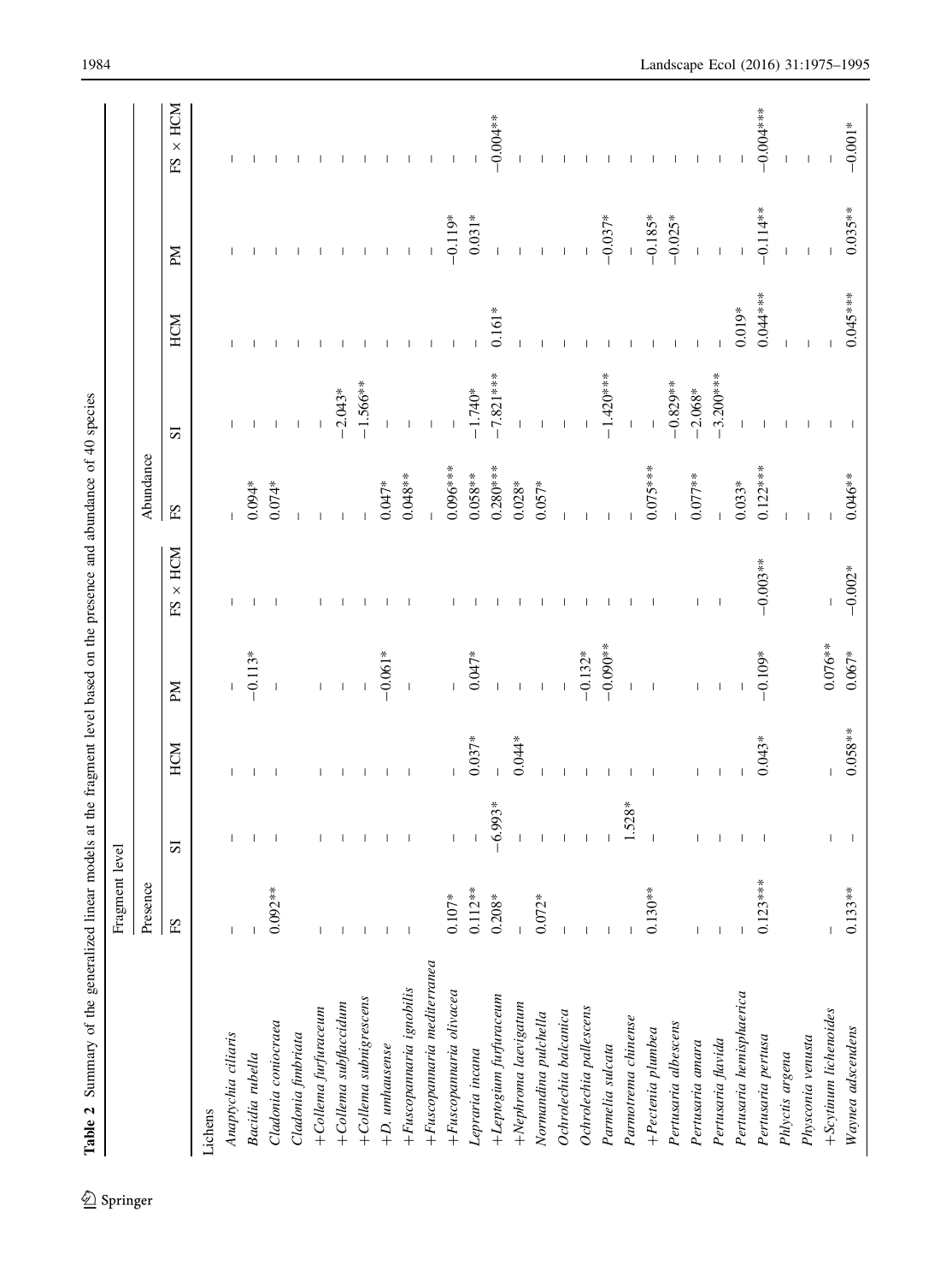**Table 2** Summary of the generalized linear models at the fragment level based on the presence and abundance of 40 species

| | Fragment level | | | | | | | | | |
|---|---|---|---|---|---|---|---|---|---|---|
| | Presence | | | | | Abundance | | | | |
| | FS | SI | HCM | PM | FS × HCM | FS | SI | HCM | PM | FS × HCM |
| Lichens | | | | | | | | | | |
| *Anaptychia ciliaris* | – | – | – | – | – | – | – | – | – | – |
| *Bacidia rubella* | – | – | – | −0.113* | – | 0.094* | – | – | – | – |
| *Cladonia coniocraea* | 0.092** | – | – | – | – | 0.074* | – | – | – | – |
| *Cladonia fimbriata* | – | – | – | – | – | – | – | – | – | – |
| +*Collema furfuraceum* | – | – | – | – | – | – | – | – | – | – |
| +*Collema subflaccidum* | – | – | – | – | – | – | −2.043* | – | – | – |
| +*Collema subnigrescens* | – | – | – | – | – | – | −1.566** | – | – | – |
| +*D. unhausense* | – | – | – | −0.061* | – | 0.047* | – | – | – | – |
| +*Fuscopannaria ignobilis* | – | – | – | – | – | 0.048** | – | – | – | – |
| +*Fuscopannaria mediterranea* | | | | | | – | | | – | |
| +*Fuscopannaria olivacea* | 0.107* | – | – | – | – | 0.096*** | – | – | −0.119* | – |
| *Lepraria incana* | 0.112** | – | 0.037* | 0.047* | – | 0.058** | −1.740* | – | 0.031* | – |
| +*Leptogium furfuraceum* | 0.208* | −6.993* | – | – | – | 0.280*** | −7.821*** | 0.161* | – | −0.004** |
| +*Nephroma laevigatum* | – | – | 0.044* | – | – | 0.028* | – | – | – | – |
| *Normandina pulchella* | 0.072* | – | – | – | – | 0.057* | – | – | – | – |
| *Ochrolechia balcanica* | – | – | – | – | – | – | – | – | – | – |
| *Ochrolechia pallescens* | – | – | – | −0.132* | – | – | – | – | – | – |
| *Parmelia sulcata* | – | – | – | −0.090** | – | – | −1.420** | – | −0.037* | – |
| *Parmotrema chinense* | – | 1.528* | – | – | – | – | – | – | – | – |
| +*Pectenia plumbea* | 0.130** | – | – | – | – | 0.075*** | – | – | – | – |
| *Pertusaria albescens* | | | | | | – | −0.829** | – | −0.185* | – |
| *Pertusaria amara* | – | – | – | – | – | 0.077** | −2.068* | – | −0.025* | – |
| *Pertusaria flavida* | – | – | – | – | – | – | −3.200*** | – | – | – |
| *Pertusaria hemisphaerica* | – | – | – | – | – | 0.033* | – | 0.019* | – | – |
| *Pertusaria pertusa* | 0.123*** | – | 0.043* | −0.109* | −0.003** | 0.122*** | – | 0.044*** | −0.114** | −0.004*** |
| *Phlyctis argena* | | | | | | – | – | – | – | – |
| *Physconia venusta* | | | | | | – | – | – | – | – |
| +*Scytinum lichenoides* | – | – | – | 0.076** | – | – | – | – | – | – |
| *Waynea adscendens* | 0.133** | – | 0.058** | 0.067* | −0.002* | 0.046** | – | 0.045*** | 0.035** | −0.001* |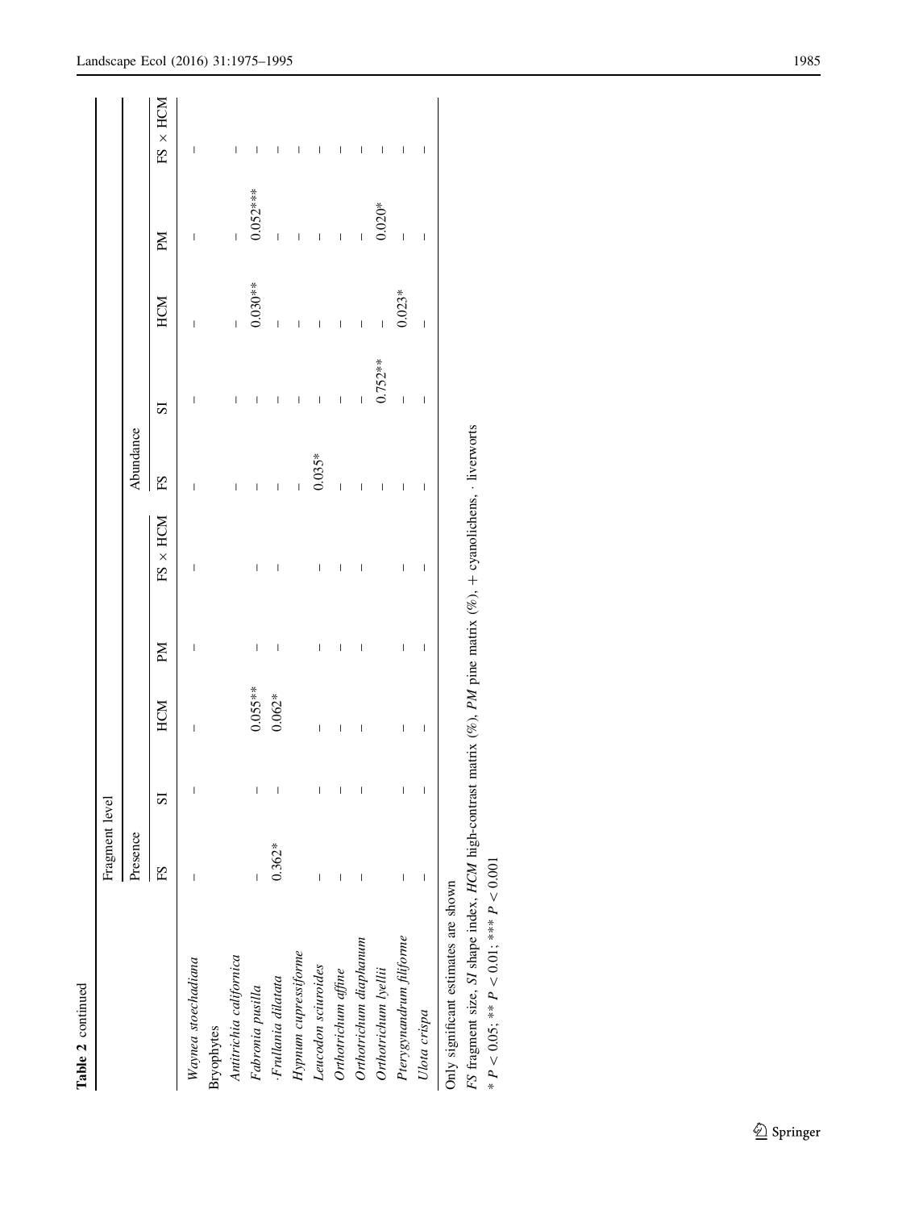**Table 2** continued

| | Fragment level | | | | | | | | | |
|---|---|---|---|---|---|---|---|---|---|---|
| | Presence | | | | | Abundance | | | | |
| | FS | SI | HCM | PM | FS × HCM | FS | SI | HCM | PM | FS × HCM |
| *Waynea stoechadiana* | – | – | – | – | – | – | – | – | – | – |
| Bryophytes | | | | | | | | | | |
| *Antitrichia californica* | | | | | | – | – | – | – | – |
| *Fabronia pusilla* | – | – | 0.055** | – | – | – | – | 0.030** | 0.052*** | – |
| ·*Frullania dilatata* | 0.362* | – | 0.062* | – | – | – | – | – | – | – |
| *Hypnum cupressiforme* | | | | | | – | – | – | – | – |
| *Leucodon sciuroides* | – | – | – | – | – | 0.035* | – | – | – | – |
| *Orthotrichum affine* | – | – | – | – | – | – | – | – | – | – |
| *Orthotrichum diaphanum* | – | – | – | – | – | – | – | – | – | – |
| *Orthotrichum lyellii* | | | | | | – | 0.752** | – | 0.020* | – |
| *Pterygynandrum filiforme* | – | – | – | – | – | – | – | 0.023* | – | – |
| *Ulota crispa* | – | – | – | – | – | – | – | – | – | – |

Only significant estimates are shown

*FS* fragment size, *SI* shape index, *HCM* high-contrast matrix (%), *PM* pine matrix (%), + cyanolichens, · liverworts

* $P < 0.05$; ** $P < 0.01$; *** $P < 0.001$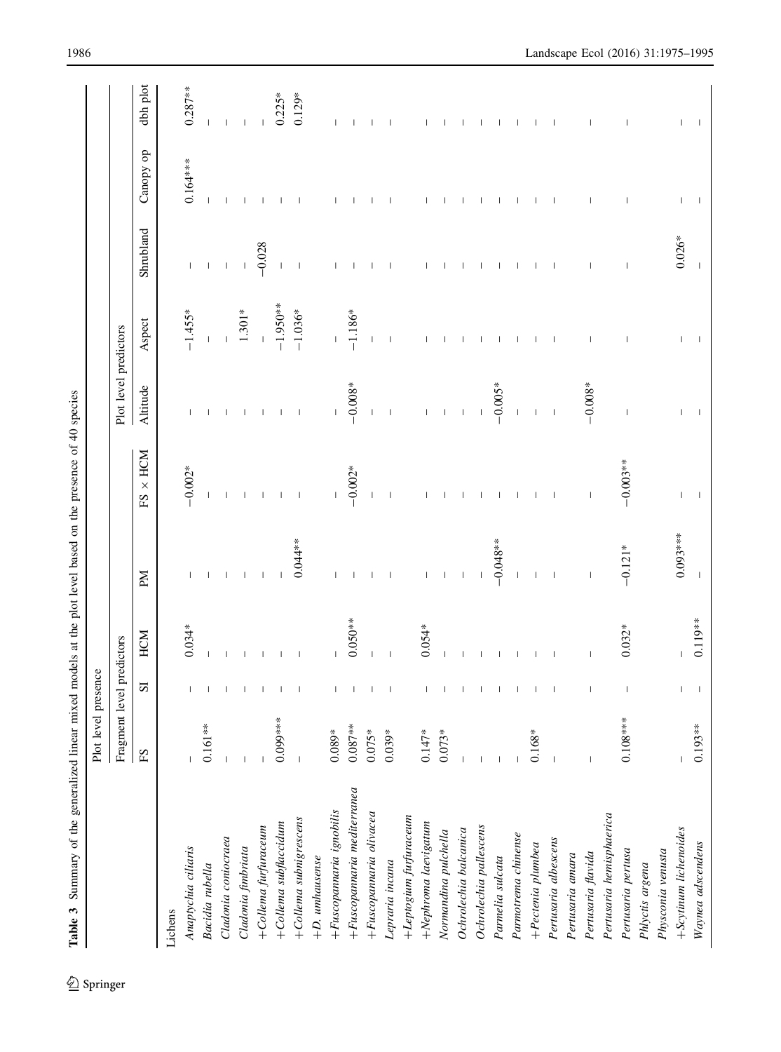**Table 3** Summary of the generalized linear mixed models at the plot level based on the presence of 40 species

| | Plot level presence | | | | | | | | | |
|---|---|---|---|---|---|---|---|---|---|---|
| | Fragment level predictors | | | | | Plot level predictors | | | | |
| | FS | SI | HCM | PM | FS × HCM | Altitude | Aspect | Shrubland | Canopy op | dbh plot |
| Lichens | | | | | | | | | | |
| *Anaptychia ciliaris* | – | – | 0.034* | – | −0.002* | – | −1.455* | – | 0.164*** | 0.287** |
| *Bacidia rubella* | 0.161** | – | – | – | – | – | – | – | – | – |
| *Cladonia coniocraea* | – | – | – | – | – | – | – | – | – | – |
| *Cladonia fimbriata* | – | – | – | – | – | – | 1.301* | – | – | – |
| +*Collema furfuraceum* | – | – | – | – | – | – | – | −0.028 | – | – |
| +*Collema subflaccidum* | 0.099*** | – | – | – | – | – | −1.950** | – | – | 0.225* |
| +*Collema subnigrescens* | – | – | – | 0.044** | – | – | −1.036* | – | – | 0.129* |
| +*D. umhausense* | | | | | | | | | | |
| +*Fuscopannaria ignobilis* | 0.089* | – | – | – | – | – | – | – | – | – |
| +*Fuscopannaria mediterranea* | 0.087** | – | 0.050** | – | −0.002* | −0.008* | −1.186* | – | – | – |
| +*Fuscopannaria olivacea* | 0.075* | – | – | – | – | – | – | – | – | – |
| *Lepraria incana* | 0.039* | – | – | – | – | – | – | – | – | – |
| +*Leptogium furfuraceum* | | | | | | | | | | |
| +*Nephroma laevigatum* | 0.147* | – | 0.054* | – | – | – | – | – | – | – |
| *Normandina pulchella* | 0.073* | – | – | – | – | – | – | – | – | – |
| *Ochrolechia balcanica* | – | – | – | – | – | – | – | – | – | – |
| *Ochrolechia pallescens* | – | – | – | – | – | – | – | – | – | – |
| *Parmelia sulcata* | – | – | – | −0.048** | – | −0.005* | – | – | – | – |
| *Parmotrema chinense* | – | – | – | – | – | – | – | – | – | – |
| +*Pectenia plumbea* | 0.168* | – | – | – | – | – | – | – | – | – |
| *Pertusaria albescens* | – | – | – | – | – | – | – | – | – | – |
| *Pertusaria amara* | | | | | | | | | | |
| *Pertusaria flavida* | – | – | – | – | – | −0.008* | – | – | – | – |
| *Pertusaria hemisphaerica* | | | | | | | | | | |
| *Pertusaria pertusa* | 0.108*** | – | 0.032* | −0.121* | −0.003** | – | – | – | – | – |
| *Phlyctis argena* | | | | | | | | | | |
| *Physconia venusta* | | | | | | | | | | |
| +*Scytinum lichenoides* | – | – | – | 0.093*** | – | – | – | 0.026* | – | – |
| *Waynea adscendens* | 0.193** | – | 0.119** | – | – | – | – | – | – | – |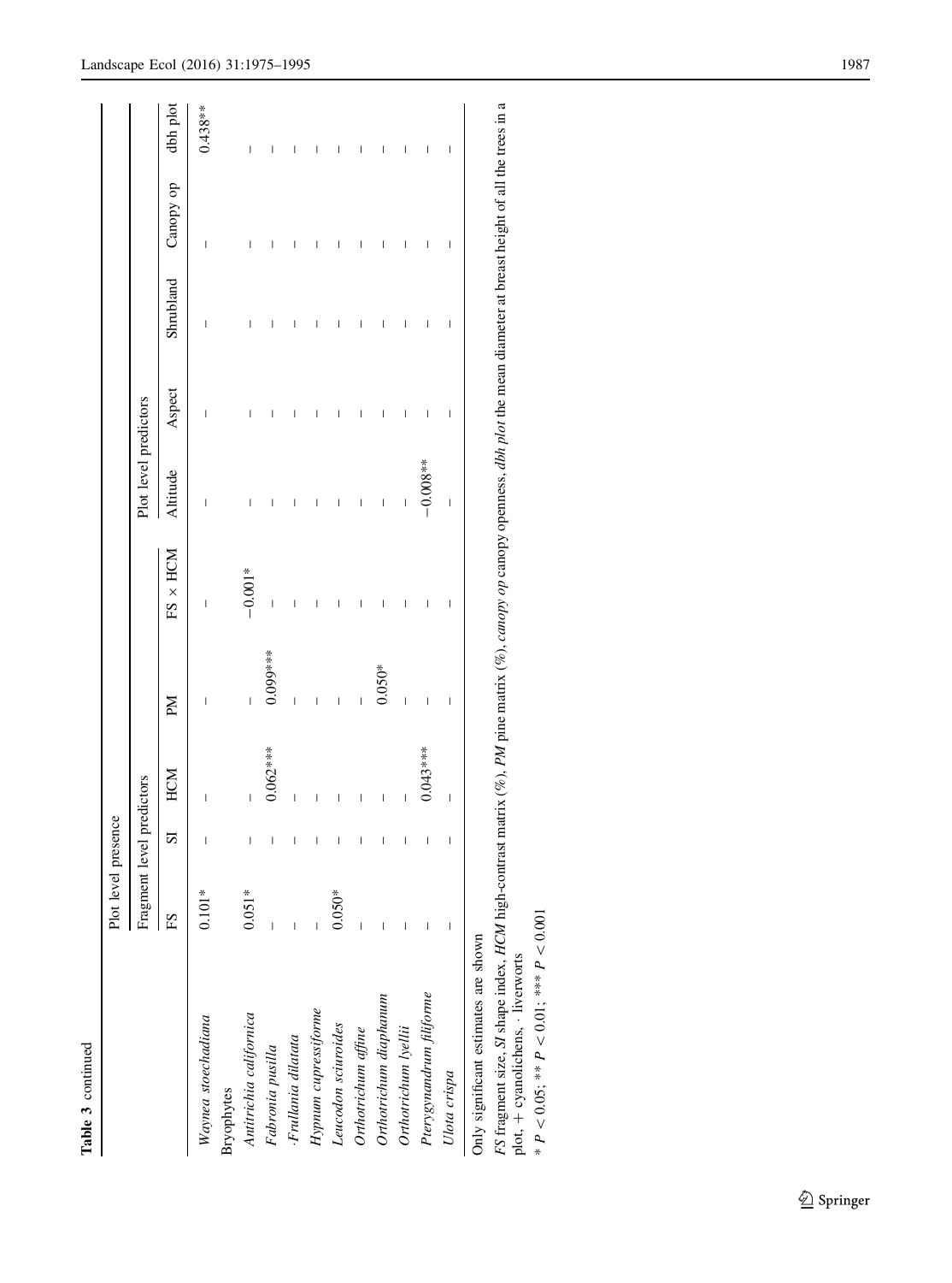**Table 3** continued

| | Plot level presence | | | | | | | | | |
|---|---|---|---|---|---|---|---|---|---|---|
| | Fragment level predictors | | | | | Plot level predictors | | | | |
| | FS | SI | HCM | PM | FS × HCM | Altitude | Aspect | Shrubland | Canopy op | dbh plot |
| *Waynea stoechadiana* | 0.101* | – | – | – | – | – | – | – | – | 0.438** |
| Bryophytes | | | | | | | | | | |
| *Antitrichia californica* | 0.051* | – | – | – | −0.001* | – | – | – | – | – |
| *Fabronia pusilla* | – | – | 0.062*** | 0.099*** | – | – | – | – | – | – |
| ·*Frullania dilatata* | – | – | – | – | – | – | – | – | – | – |
| *Hypnum cupressiforme* | – | – | – | – | – | – | – | – | – | – |
| *Leucodon sciuroides* | 0.050* | – | – | – | – | – | – | – | – | – |
| *Orthotrichum affine* | – | – | – | – | – | – | – | – | – | – |
| *Orthotrichum diaphanum* | – | – | – | 0.050* | – | – | – | – | – | – |
| *Orthotrichum lyellii* | – | – | – | – | – | – | – | – | – | – |
| *Pterygynandrum filiforme* | – | – | 0.043*** | – | – | −0.008** | – | – | – | – |
| *Ulota crispa* | – | – | – | – | – | – | – | – | – | – |

Only significant estimates are shown

*FS* fragment size, *SI* shape index, *HCM* high-contrast matrix (%), *PM* pine matrix (%), *canopy op* canopy openness, *dbh plot* the mean diameter at breast height of all the trees in a plot, + cyanolichens, · liverworts

* $P < 0.05$; ** $P < 0.01$; *** $P < 0.001$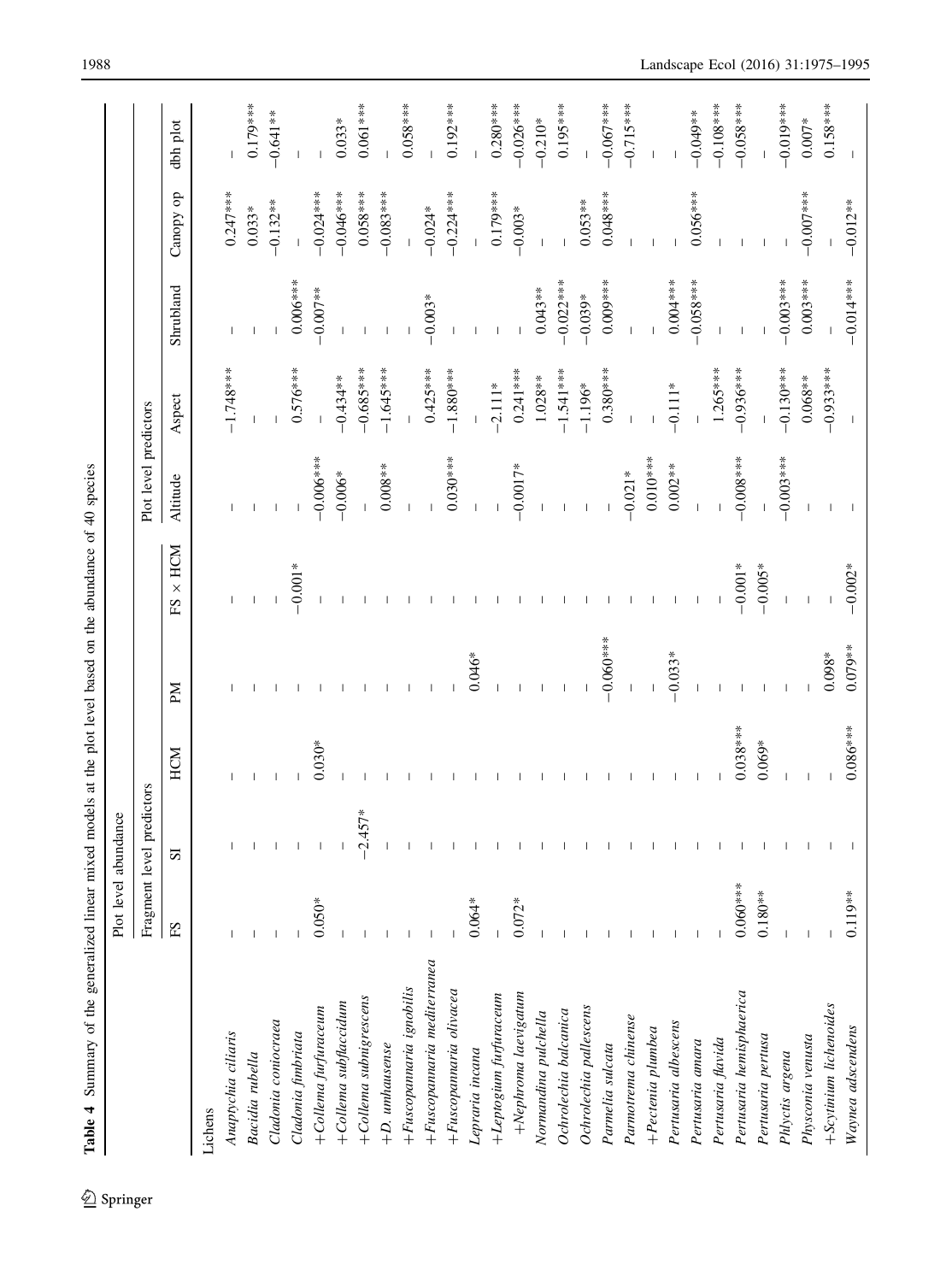**Table 4** Summary of the generalized linear mixed models at the plot level based on the abundance of 40 species

| | Plot level abundance | | | | | | | | | |
|---|---|---|---|---|---|---|---|---|---|---|
| | Fragment level predictors | | | | | Plot level predictors | | | | |
| | FS | SI | HCM | PM | FS × HCM | Altitude | Aspect | Shrubland | Canopy op | dbh plot |
| Lichens | | | | | | | | | | |
| *Anaptychia ciliaris* | – | – | – | – | – | – | −1.748*** | – | 0.247*** | – |
| *Bacidia rubella* | – | – | – | – | – | – | – | – | 0.033* | 0.179*** |
| *Cladonia coniocraea* | – | – | – | – | – | – | – | – | −0.132** | −0.641** |
| *Cladonia fimbriata* | – | – | – | – | −0.001* | – | 0.576*** | 0.006*** | – | – |
| +*Collema furfuraceum* | 0.050* | – | 0.030* | – | – | −0.006*** | – | −0.007** | −0.024*** | – |
| +*Collema subflaccidum* | – | – | – | – | – | −0.006* | −0.434** | – | −0.046*** | 0.033* |
| +*Collema subnigrescens* | – | −2.457* | – | – | – | – | −0.685*** | – | 0.058*** | 0.061*** |
| +*D. umhausense* | – | – | – | – | – | 0.008** | −1.645*** | – | −0.083*** | – |
| +*Fuscopannaria ignobilis* | – | – | – | – | – | – | – | – | – | 0.058*** |
| +*Fuscopannaria mediterranea* | – | – | – | – | – | – | 0.425*** | −0.003* | −0.024* | – |
| +*Fuscopannaria olivacea* | – | – | – | – | – | 0.030*** | −1.880*** | – | −0.224*** | 0.192*** |
| *Lepraria incana* | 0.064* | – | – | 0.046* | – | – | – | – | – | – |
| +*Leptogium furfuraceum* | – | – | – | – | – | – | −2.111* | – | 0.179*** | 0.280*** |
| +*Nephroma laevigatum* | 0.072* | – | – | – | – | −0.0017* | 0.241*** | – | −0.003* | −0.026*** |
| *Normandina pulchella* | – | – | – | – | – | – | 1.028** | 0.043** | – | −0.210* |
| *Ochrolechia balcanica* | – | – | – | – | – | – | −1.541*** | −0.022*** | – | 0.195*** |
| *Ochrolechia pallescens* | – | – | – | – | – | – | −1.196* | −0.039* | 0.053** | – |
| *Parmelia sulcata* | – | – | – | −0.060*** | – | – | 0.380*** | 0.009*** | 0.048*** | −0.067*** |
| *Parmotrema chinense* | – | – | – | – | – | −0.021* | – | – | – | −0.715*** |
| +*Pectenia plumbea* | – | – | – | – | – | 0.010*** | – | – | – | – |
| *Pertusaria albescens* | – | – | – | −0.033* | – | 0.002** | −0.111* | 0.004*** | – | – |
| *Pertusaria amara* | – | – | – | – | – | – | – | −0.058*** | 0.056*** | −0.049** |
| *Pertusaria flavida* | – | – | – | – | – | – | 1.265*** | – | – | −0.108*** |
| *Pertusaria hemisphaerica* | 0.060*** | – | 0.038*** | – | −0.001* | −0.008*** | −0.936*** | – | – | −0.058*** |
| *Pertusaria pertusa* | 0.180** | – | 0.069* | – | −0.005* | – | – | – | – | – |
| *Phlyctis argena* | – | – | – | – | – | −0.003*** | −0.130*** | −0.003*** | – | −0.019*** |
| *Physconia venusta* | – | – | – | – | – | – | 0.068** | 0.003*** | −0.007*** | 0.007* |
| +*Scytinium lichenoides* | – | – | – | 0.098* | – | – | −0.933*** | – | – | 0.158*** |
| *Waynea adscendens* | 0.119** | – | 0.086*** | 0.079** | −0.002* | – | – | −0.014*** | −0.012** | – |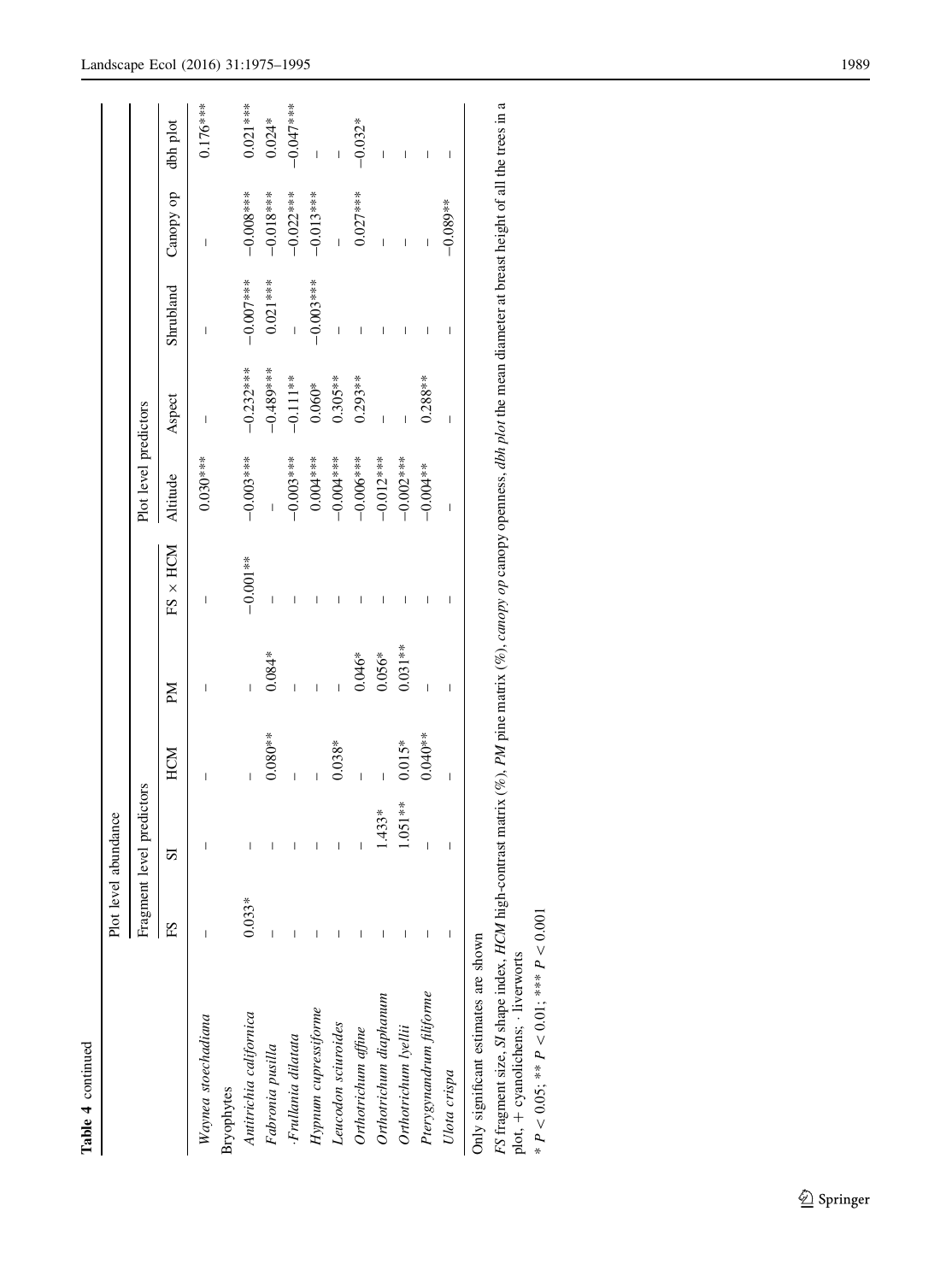**Table 4** continued

| | Plot level abundance | | | | | | | | | |
|---|---|---|---|---|---|---|---|---|---|---|
| | Fragment level predictors | | | | | Plot level predictors | | | | |
| | FS | SI | HCM | PM | FS × HCM | Altitude | Aspect | Shrubland | Canopy op | dbh plot |
| *Waynea stoechadiana* | – | – | – | – | – | 0.030*** | – | – | – | 0.176*** |
| Bryophytes | | | | | | | | | | |
| *Antitrichia californica* | 0.033* | – | – | – | −0.001** | −0.003*** | −0.232*** | −0.007*** | −0.008*** | 0.021*** |
| *Fabronia pusilla* | – | – | 0.080** | 0.084* | – | – | −0.489*** | 0.021*** | −0.018*** | 0.024* |
| ·*Frullania dilatata* | – | – | – | – | – | −0.003*** | −0.111** | – | −0.022*** | −0.047*** |
| *Hypnum cupressiforme* | – | – | – | – | – | 0.004*** | 0.060* | −0.003*** | −0.013*** | – |
| *Leucodon sciuroides* | – | – | 0.038* | – | – | −0.004*** | 0.305** | – | – | – |
| *Orthotrichum affine* | – | – | – | 0.046* | – | −0.006*** | 0.293** | – | 0.027*** | −0.032* |
| *Orthotrichum diaphanum* | – | 1.433* | – | 0.056* | – | −0.012*** | – | – | – | – |
| *Orthotrichum lyellii* | – | 1.051** | 0.015* | 0.031** | – | −0.002*** | – | – | – | – |
| *Pterygynandrum filiforme* | – | – | 0.040** | – | – | −0.004** | 0.288** | – | – | – |
| *Ulota crispa* | – | – | – | – | – | – | – | – | −0.089** | – |

Only significant estimates are shown

*FS* fragment size, *SI* shape index, *HCM* high-contrast matrix (%), *PM* pine matrix (%), *canopy op* canopy openness, *dbh plot* the mean diameter at breast height of all the trees in a plot, + cyanolichens, · liverworts

* $P < 0.05$; ** $P < 0.01$; *** $P < 0.001$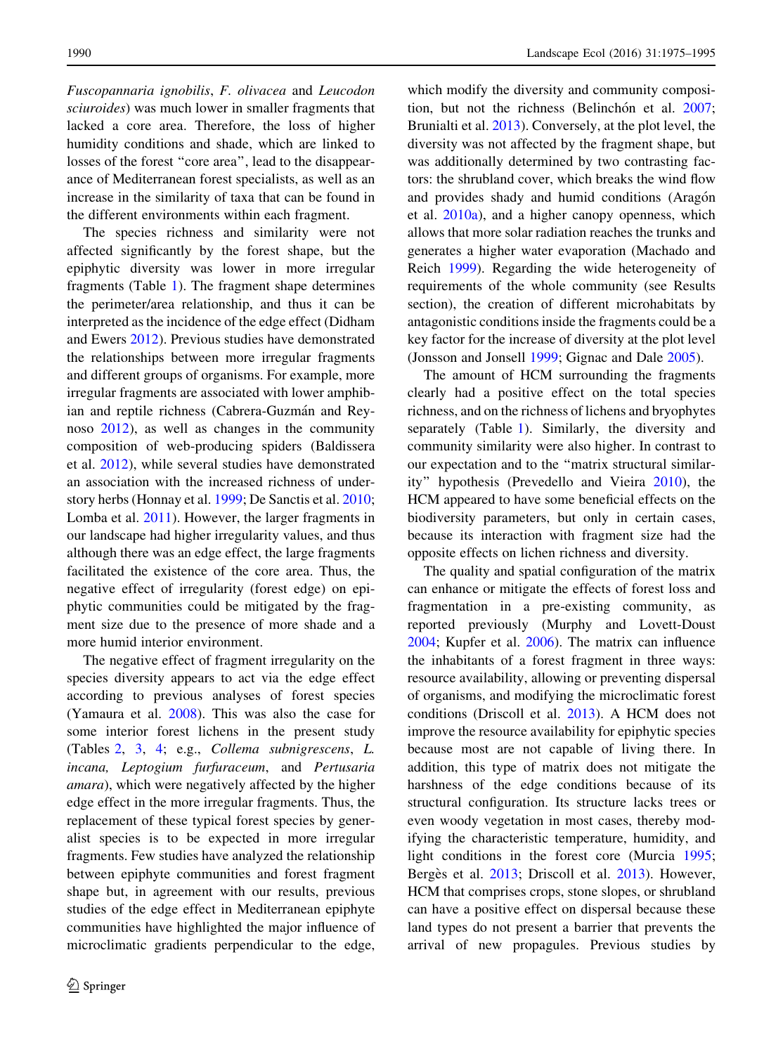*Fuscopannaria ignobilis*, *F. olivacea* and *Leucodon sciuroides*) was much lower in smaller fragments that lacked a core area. Therefore, the loss of higher humidity conditions and shade, which are linked to losses of the forest "core area", lead to the disappearance of Mediterranean forest specialists, as well as an increase in the similarity of taxa that can be found in the different environments within each fragment.

The species richness and similarity were not affected significantly by the forest shape, but the epiphytic diversity was lower in more irregular fragments (Table 1). The fragment shape determines the perimeter/area relationship, and thus it can be interpreted as the incidence of the edge effect (Didham and Ewers 2012). Previous studies have demonstrated the relationships between more irregular fragments and different groups of organisms. For example, more irregular fragments are associated with lower amphibian and reptile richness (Cabrera-Guzmán and Reynoso 2012), as well as changes in the community composition of web-producing spiders (Baldissera et al. 2012), while several studies have demonstrated an association with the increased richness of understory herbs (Honnay et al. 1999; De Sanctis et al. 2010; Lomba et al. 2011). However, the larger fragments in our landscape had higher irregularity values, and thus although there was an edge effect, the large fragments facilitated the existence of the core area. Thus, the negative effect of irregularity (forest edge) on epiphytic communities could be mitigated by the fragment size due to the presence of more shade and a more humid interior environment.

The negative effect of fragment irregularity on the species diversity appears to act via the edge effect according to previous analyses of forest species (Yamaura et al. 2008). This was also the case for some interior forest lichens in the present study (Tables 2, 3, 4; e.g., *Collema subnigrescens*, *L. incana, Leptogium furfuraceum*, and *Pertusaria amara*), which were negatively affected by the higher edge effect in the more irregular fragments. Thus, the replacement of these typical forest species by generalist species is to be expected in more irregular fragments. Few studies have analyzed the relationship between epiphyte communities and forest fragment shape but, in agreement with our results, previous studies of the edge effect in Mediterranean epiphyte communities have highlighted the major influence of microclimatic gradients perpendicular to the edge, which modify the diversity and community composition, but not the richness (Belinchón et al. 2007; Brunialti et al. 2013). Conversely, at the plot level, the diversity was not affected by the fragment shape, but was additionally determined by two contrasting factors: the shrubland cover, which breaks the wind flow and provides shady and humid conditions (Aragón et al. 2010a), and a higher canopy openness, which allows that more solar radiation reaches the trunks and generates a higher water evaporation (Machado and Reich 1999). Regarding the wide heterogeneity of requirements of the whole community (see Results section), the creation of different microhabitats by antagonistic conditions inside the fragments could be a key factor for the increase of diversity at the plot level (Jonsson and Jonsell 1999; Gignac and Dale 2005).

The amount of HCM surrounding the fragments clearly had a positive effect on the total species richness, and on the richness of lichens and bryophytes separately (Table 1). Similarly, the diversity and community similarity were also higher. In contrast to our expectation and to the "matrix structural similarity" hypothesis (Prevedello and Vieira 2010), the HCM appeared to have some beneficial effects on the biodiversity parameters, but only in certain cases, because its interaction with fragment size had the opposite effects on lichen richness and diversity.

The quality and spatial configuration of the matrix can enhance or mitigate the effects of forest loss and fragmentation in a pre-existing community, as reported previously (Murphy and Lovett-Doust 2004; Kupfer et al. 2006). The matrix can influence the inhabitants of a forest fragment in three ways: resource availability, allowing or preventing dispersal of organisms, and modifying the microclimatic forest conditions (Driscoll et al. 2013). A HCM does not improve the resource availability for epiphytic species because most are not capable of living there. In addition, this type of matrix does not mitigate the harshness of the edge conditions because of its structural configuration. Its structure lacks trees or even woody vegetation in most cases, thereby modifying the characteristic temperature, humidity, and light conditions in the forest core (Murcia 1995; Bergès et al. 2013; Driscoll et al. 2013). However, HCM that comprises crops, stone slopes, or shrubland can have a positive effect on dispersal because these land types do not present a barrier that prevents the arrival of new propagules. Previous studies by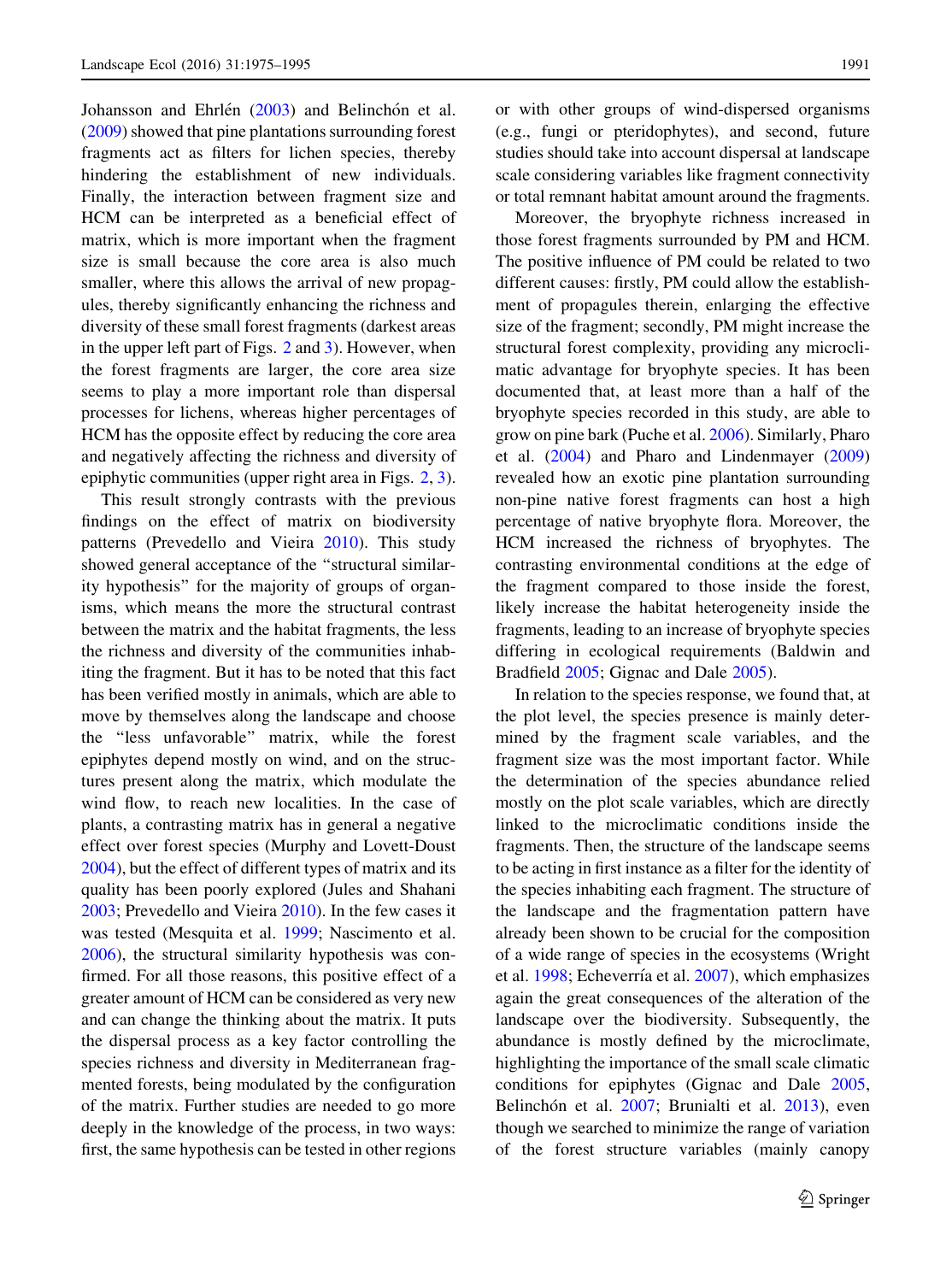Johansson and Ehrlén (2003) and Belinchón et al. (2009) showed that pine plantations surrounding forest fragments act as filters for lichen species, thereby hindering the establishment of new individuals. Finally, the interaction between fragment size and HCM can be interpreted as a beneficial effect of matrix, which is more important when the fragment size is small because the core area is also much smaller, where this allows the arrival of new propagules, thereby significantly enhancing the richness and diversity of these small forest fragments (darkest areas in the upper left part of Figs. 2 and 3). However, when the forest fragments are larger, the core area size seems to play a more important role than dispersal processes for lichens, whereas higher percentages of HCM has the opposite effect by reducing the core area and negatively affecting the richness and diversity of epiphytic communities (upper right area in Figs. 2, 3).

This result strongly contrasts with the previous findings on the effect of matrix on biodiversity patterns (Prevedello and Vieira 2010). This study showed general acceptance of the "structural similarity hypothesis" for the majority of groups of organisms, which means the more the structural contrast between the matrix and the habitat fragments, the less the richness and diversity of the communities inhabiting the fragment. But it has to be noted that this fact has been verified mostly in animals, which are able to move by themselves along the landscape and choose the "less unfavorable" matrix, while the forest epiphytes depend mostly on wind, and on the structures present along the matrix, which modulate the wind flow, to reach new localities. In the case of plants, a contrasting matrix has in general a negative effect over forest species (Murphy and Lovett-Doust 2004), but the effect of different types of matrix and its quality has been poorly explored (Jules and Shahani 2003; Prevedello and Vieira 2010). In the few cases it was tested (Mesquita et al. 1999; Nascimento et al. 2006), the structural similarity hypothesis was confirmed. For all those reasons, this positive effect of a greater amount of HCM can be considered as very new and can change the thinking about the matrix. It puts the dispersal process as a key factor controlling the species richness and diversity in Mediterranean fragmented forests, being modulated by the configuration of the matrix. Further studies are needed to go more deeply in the knowledge of the process, in two ways: first, the same hypothesis can be tested in other regions or with other groups of wind-dispersed organisms (e.g., fungi or pteridophytes), and second, future studies should take into account dispersal at landscape scale considering variables like fragment connectivity or total remnant habitat amount around the fragments.

Moreover, the bryophyte richness increased in those forest fragments surrounded by PM and HCM. The positive influence of PM could be related to two different causes: firstly, PM could allow the establishment of propagules therein, enlarging the effective size of the fragment; secondly, PM might increase the structural forest complexity, providing any microclimatic advantage for bryophyte species. It has been documented that, at least more than a half of the bryophyte species recorded in this study, are able to grow on pine bark (Puche et al. 2006). Similarly, Pharo et al. (2004) and Pharo and Lindenmayer (2009) revealed how an exotic pine plantation surrounding non-pine native forest fragments can host a high percentage of native bryophyte flora. Moreover, the HCM increased the richness of bryophytes. The contrasting environmental conditions at the edge of the fragment compared to those inside the forest, likely increase the habitat heterogeneity inside the fragments, leading to an increase of bryophyte species differing in ecological requirements (Baldwin and Bradfield 2005; Gignac and Dale 2005).

In relation to the species response, we found that, at the plot level, the species presence is mainly determined by the fragment scale variables, and the fragment size was the most important factor. While the determination of the species abundance relied mostly on the plot scale variables, which are directly linked to the microclimatic conditions inside the fragments. Then, the structure of the landscape seems to be acting in first instance as a filter for the identity of the species inhabiting each fragment. The structure of the landscape and the fragmentation pattern have already been shown to be crucial for the composition of a wide range of species in the ecosystems (Wright et al. 1998; Echeverría et al. 2007), which emphasizes again the great consequences of the alteration of the landscape over the biodiversity. Subsequently, the abundance is mostly defined by the microclimate, highlighting the importance of the small scale climatic conditions for epiphytes (Gignac and Dale 2005, Belinchón et al. 2007; Brunialti et al. 2013), even though we searched to minimize the range of variation of the forest structure variables (mainly canopy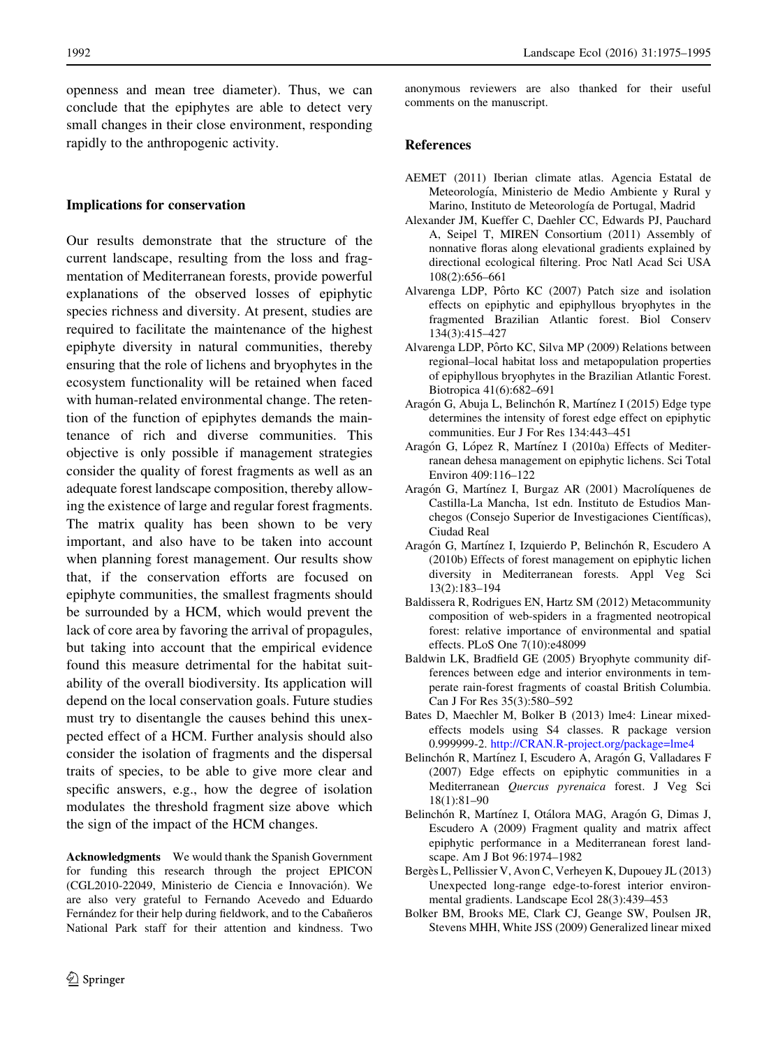openness and mean tree diameter). Thus, we can conclude that the epiphytes are able to detect very small changes in their close environment, responding rapidly to the anthropogenic activity.

## Implications for conservation

Our results demonstrate that the structure of the current landscape, resulting from the loss and fragmentation of Mediterranean forests, provide powerful explanations of the observed losses of epiphytic species richness and diversity. At present, studies are required to facilitate the maintenance of the highest epiphyte diversity in natural communities, thereby ensuring that the role of lichens and bryophytes in the ecosystem functionality will be retained when faced with human-related environmental change. The retention of the function of epiphytes demands the maintenance of rich and diverse communities. This objective is only possible if management strategies consider the quality of forest fragments as well as an adequate forest landscape composition, thereby allowing the existence of large and regular forest fragments. The matrix quality has been shown to be very important, and also have to be taken into account when planning forest management. Our results show that, if the conservation efforts are focused on epiphyte communities, the smallest fragments should be surrounded by a HCM, which would prevent the lack of core area by favoring the arrival of propagules, but taking into account that the empirical evidence found this measure detrimental for the habitat suitability of the overall biodiversity. Its application will depend on the local conservation goals. Future studies must try to disentangle the causes behind this unexpected effect of a HCM. Further analysis should also consider the isolation of fragments and the dispersal traits of species, to be able to give more clear and specific answers, e.g., how the degree of isolation modulates the threshold fragment size above which the sign of the impact of the HCM changes.

**Acknowledgments** We would thank the Spanish Government for funding this research through the project EPICON (CGL2010-22049, Ministerio de Ciencia e Innovación). We are also very grateful to Fernando Acevedo and Eduardo Fernández for their help during fieldwork, and to the Cabañeros National Park staff for their attention and kindness. Two anonymous reviewers are also thanked for their useful comments on the manuscript.

## References

AEMET (2011) Iberian climate atlas. Agencia Estatal de Meteorología, Ministerio de Medio Ambiente y Rural y Marino, Instituto de Meteorología de Portugal, Madrid

Alexander JM, Kueffer C, Daehler CC, Edwards PJ, Pauchard A, Seipel T, MIREN Consortium (2011) Assembly of nonnative floras along elevational gradients explained by directional ecological filtering. Proc Natl Acad Sci USA 108(2):656–661

Alvarenga LDP, Pôrto KC (2007) Patch size and isolation effects on epiphytic and epiphyllous bryophytes in the fragmented Brazilian Atlantic forest. Biol Conserv 134(3):415–427

Alvarenga LDP, Pôrto KC, Silva MP (2009) Relations between regional–local habitat loss and metapopulation properties of epiphyllous bryophytes in the Brazilian Atlantic Forest. Biotropica 41(6):682–691

Aragón G, Abuja L, Belinchón R, Martínez I (2015) Edge type determines the intensity of forest edge effect on epiphytic communities. Eur J For Res 134:443–451

Aragón G, López R, Martínez I (2010a) Effects of Mediterranean dehesa management on epiphytic lichens. Sci Total Environ 409:116–122

Aragón G, Martínez I, Burgaz AR (2001) Macrolíquenes de Castilla-La Mancha, 1st edn. Instituto de Estudios Manchegos (Consejo Superior de Investigaciones Científicas), Ciudad Real

Aragón G, Martínez I, Izquierdo P, Belinchón R, Escudero A (2010b) Effects of forest management on epiphytic lichen diversity in Mediterranean forests. Appl Veg Sci 13(2):183–194

Baldissera R, Rodrigues EN, Hartz SM (2012) Metacommunity composition of web-spiders in a fragmented neotropical forest: relative importance of environmental and spatial effects. PLoS One 7(10):e48099

Baldwin LK, Bradfield GE (2005) Bryophyte community differences between edge and interior environments in temperate rain-forest fragments of coastal British Columbia. Can J For Res 35(3):580–592

Bates D, Maechler M, Bolker B (2013) lme4: Linear mixed-effects models using S4 classes. R package version 0.999999-2. http://CRAN.R-project.org/package=lme4

Belinchón R, Martínez I, Escudero A, Aragón G, Valladares F (2007) Edge effects on epiphytic communities in a Mediterranean *Quercus pyrenaica* forest. J Veg Sci 18(1):81–90

Belinchón R, Martínez I, Otálora MAG, Aragón G, Dimas J, Escudero A (2009) Fragment quality and matrix affect epiphytic performance in a Mediterranean forest landscape. Am J Bot 96:1974–1982

Bergès L, Pellissier V, Avon C, Verheyen K, Dupouey JL (2013) Unexpected long-range edge-to-forest interior environmental gradients. Landscape Ecol 28(3):439–453

Bolker BM, Brooks ME, Clark CJ, Geange SW, Poulsen JR, Stevens MHH, White JSS (2009) Generalized linear mixed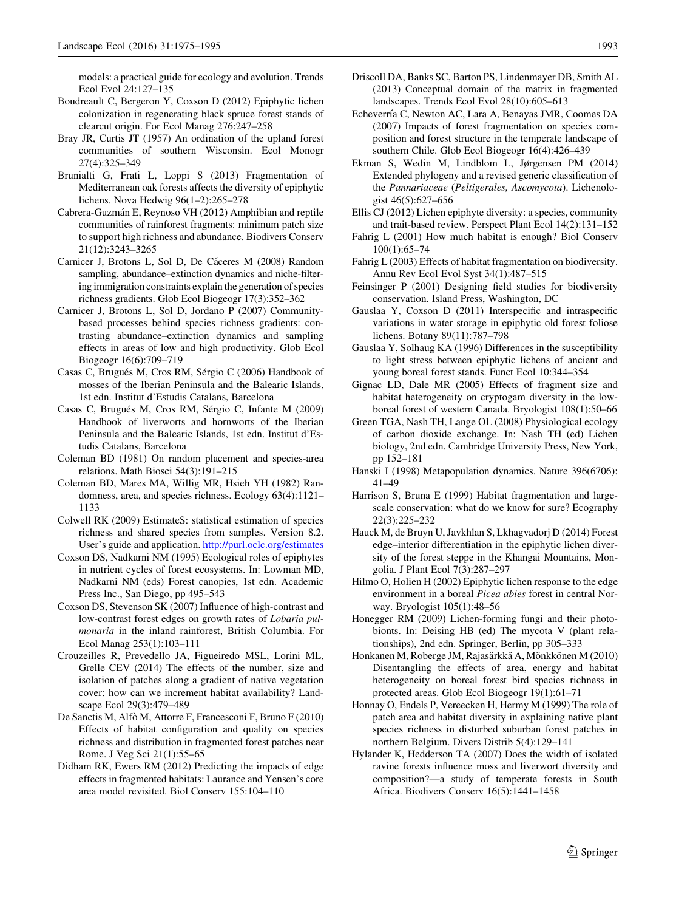models: a practical guide for ecology and evolution. Trends Ecol Evol 24:127–135

Boudreault C, Bergeron Y, Coxson D (2012) Epiphytic lichen colonization in regenerating black spruce forest stands of clearcut origin. For Ecol Manag 276:247–258

Bray JR, Curtis JT (1957) An ordination of the upland forest communities of southern Wisconsin. Ecol Monogr 27(4):325–349

Brunialti G, Frati L, Loppi S (2013) Fragmentation of Mediterranean oak forests affects the diversity of epiphytic lichens. Nova Hedwig 96(1–2):265–278

Cabrera-Guzmán E, Reynoso VH (2012) Amphibian and reptile communities of rainforest fragments: minimum patch size to support high richness and abundance. Biodivers Conserv 21(12):3243–3265

Carnicer J, Brotons L, Sol D, De Cáceres M (2008) Random sampling, abundance–extinction dynamics and niche-filtering immigration constraints explain the generation of species richness gradients. Glob Ecol Biogeogr 17(3):352–362

Carnicer J, Brotons L, Sol D, Jordano P (2007) Community-based processes behind species richness gradients: contrasting abundance–extinction dynamics and sampling effects in areas of low and high productivity. Glob Ecol Biogeogr 16(6):709–719

Casas C, Brugués M, Cros RM, Sérgio C (2006) Handbook of mosses of the Iberian Peninsula and the Balearic Islands, 1st edn. Institut d'Estudis Catalans, Barcelona

Casas C, Brugués M, Cros RM, Sérgio C, Infante M (2009) Handbook of liverworts and hornworts of the Iberian Peninsula and the Balearic Islands, 1st edn. Institut d'Estudis Catalans, Barcelona

Coleman BD (1981) On random placement and species-area relations. Math Biosci 54(3):191–215

Coleman BD, Mares MA, Willig MR, Hsieh YH (1982) Randomness, area, and species richness. Ecology 63(4):1121–1133

Colwell RK (2009) EstimateS: statistical estimation of species richness and shared species from samples. Version 8.2. User's guide and application. http://purl.oclc.org/estimates

Coxson DS, Nadkarni NM (1995) Ecological roles of epiphytes in nutrient cycles of forest ecosystems. In: Lowman MD, Nadkarni NM (eds) Forest canopies, 1st edn. Academic Press Inc., San Diego, pp 495–543

Coxson DS, Stevenson SK (2007) Influence of high-contrast and low-contrast forest edges on growth rates of *Lobaria pulmonaria* in the inland rainforest, British Columbia. For Ecol Manag 253(1):103–111

Crouzeilles R, Prevedello JA, Figueiredo MSL, Lorini ML, Grelle CEV (2014) The effects of the number, size and isolation of patches along a gradient of native vegetation cover: how can we increment habitat availability? Landscape Ecol 29(3):479–489

De Sanctis M, Alfò M, Attorre F, Francesconi F, Bruno F (2010) Effects of habitat configuration and quality on species richness and distribution in fragmented forest patches near Rome. J Veg Sci 21(1):55–65

Didham RK, Ewers RM (2012) Predicting the impacts of edge effects in fragmented habitats: Laurance and Yensen's core area model revisited. Biol Conserv 155:104–110

Driscoll DA, Banks SC, Barton PS, Lindenmayer DB, Smith AL (2013) Conceptual domain of the matrix in fragmented landscapes. Trends Ecol Evol 28(10):605–613

Echeverría C, Newton AC, Lara A, Benayas JMR, Coomes DA (2007) Impacts of forest fragmentation on species composition and forest structure in the temperate landscape of southern Chile. Glob Ecol Biogeogr 16(4):426–439

Ekman S, Wedin M, Lindblom L, Jørgensen PM (2014) Extended phylogeny and a revised generic classification of the *Pannariaceae* (*Peltigerales, Ascomycota*). Lichenologist 46(5):627–656

Ellis CJ (2012) Lichen epiphyte diversity: a species, community and trait-based review. Perspect Plant Ecol 14(2):131–152

Fahrig L (2001) How much habitat is enough? Biol Conserv 100(1):65–74

Fahrig L (2003) Effects of habitat fragmentation on biodiversity. Annu Rev Ecol Evol Syst 34(1):487–515

Feinsinger P (2001) Designing field studies for biodiversity conservation. Island Press, Washington, DC

Gauslaa Y, Coxson D (2011) Interspecific and intraspecific variations in water storage in epiphytic old forest foliose lichens. Botany 89(11):787–798

Gauslaa Y, Solhaug KA (1996) Differences in the susceptibility to light stress between epiphytic lichens of ancient and young boreal forest stands. Funct Ecol 10:344–354

Gignac LD, Dale MR (2005) Effects of fragment size and habitat heterogeneity on cryptogam diversity in the low-boreal forest of western Canada. Bryologist 108(1):50–66

Green TGA, Nash TH, Lange OL (2008) Physiological ecology of carbon dioxide exchange. In: Nash TH (ed) Lichen biology, 2nd edn. Cambridge University Press, New York, pp 152–181

Hanski I (1998) Metapopulation dynamics. Nature 396(6706): 41–49

Harrison S, Bruna E (1999) Habitat fragmentation and large-scale conservation: what do we know for sure? Ecography 22(3):225–232

Hauck M, de Bruyn U, Javkhlan S, Lkhagvadorj D (2014) Forest edge–interior differentiation in the epiphytic lichen diversity of the forest steppe in the Khangai Mountains, Mongolia. J Plant Ecol 7(3):287–297

Hilmo O, Holien H (2002) Epiphytic lichen response to the edge environment in a boreal *Picea abies* forest in central Norway. Bryologist 105(1):48–56

Honegger RM (2009) Lichen-forming fungi and their photobionts. In: Deising HB (ed) The mycota V (plant relationships), 2nd edn. Springer, Berlin, pp 305–333

Honkanen M, Roberge JM, Rajasärkkä A, Mönkkönen M (2010) Disentangling the effects of area, energy and habitat heterogeneity on boreal forest bird species richness in protected areas. Glob Ecol Biogeogr 19(1):61–71

Honnay O, Endels P, Vereecken H, Hermy M (1999) The role of patch area and habitat diversity in explaining native plant species richness in disturbed suburban forest patches in northern Belgium. Divers Distrib 5(4):129–141

Hylander K, Hedderson TA (2007) Does the width of isolated ravine forests influence moss and liverwort diversity and composition?—a study of temperate forests in South Africa. Biodivers Conserv 16(5):1441–1458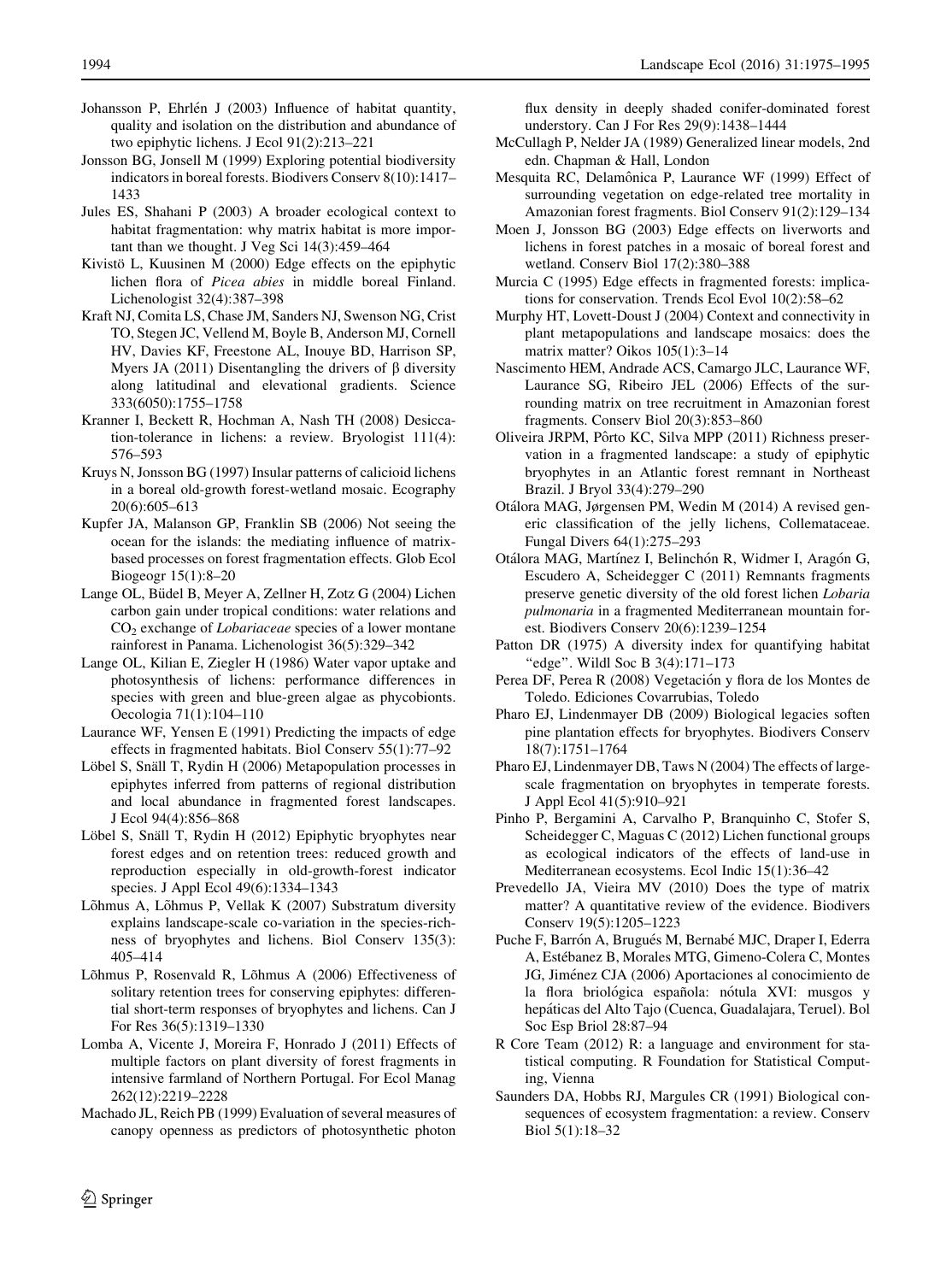Johansson P, Ehrlén J (2003) Influence of habitat quantity, quality and isolation on the distribution and abundance of two epiphytic lichens. J Ecol 91(2):213–221

Jonsson BG, Jonsell M (1999) Exploring potential biodiversity indicators in boreal forests. Biodivers Conserv 8(10):1417–1433

Jules ES, Shahani P (2003) A broader ecological context to habitat fragmentation: why matrix habitat is more important than we thought. J Veg Sci 14(3):459–464

Kivistö L, Kuusinen M (2000) Edge effects on the epiphytic lichen flora of *Picea abies* in middle boreal Finland. Lichenologist 32(4):387–398

Kraft NJ, Comita LS, Chase JM, Sanders NJ, Swenson NG, Crist TO, Stegen JC, Vellend M, Boyle B, Anderson MJ, Cornell HV, Davies KF, Freestone AL, Inouye BD, Harrison SP, Myers JA (2011) Disentangling the drivers of β diversity along latitudinal and elevational gradients. Science 333(6050):1755–1758

Kranner I, Beckett R, Hochman A, Nash TH (2008) Desiccation-tolerance in lichens: a review. Bryologist 111(4):576–593

Kruys N, Jonsson BG (1997) Insular patterns of calicioid lichens in a boreal old-growth forest-wetland mosaic. Ecography 20(6):605–613

Kupfer JA, Malanson GP, Franklin SB (2006) Not seeing the ocean for the islands: the mediating influence of matrix-based processes on forest fragmentation effects. Glob Ecol Biogeogr 15(1):8–20

Lange OL, Büdel B, Meyer A, Zellner H, Zotz G (2004) Lichen carbon gain under tropical conditions: water relations and $CO_2$ exchange of *Lobariaceae* species of a lower montane rainforest in Panama. Lichenologist 36(5):329–342

Lange OL, Kilian E, Ziegler H (1986) Water vapor uptake and photosynthesis of lichens: performance differences in species with green and blue-green algae as phycobionts. Oecologia 71(1):104–110

Laurance WF, Yensen E (1991) Predicting the impacts of edge effects in fragmented habitats. Biol Conserv 55(1):77–92

Löbel S, Snäll T, Rydin H (2006) Metapopulation processes in epiphytes inferred from patterns of regional distribution and local abundance in fragmented forest landscapes. J Ecol 94(4):856–868

Löbel S, Snäll T, Rydin H (2012) Epiphytic bryophytes near forest edges and on retention trees: reduced growth and reproduction especially in old-growth-forest indicator species. J Appl Ecol 49(6):1334–1343

Lõhmus A, Lõhmus P, Vellak K (2007) Substratum diversity explains landscape-scale co-variation in the species-richness of bryophytes and lichens. Biol Conserv 135(3):405–414

Lõhmus P, Rosenvald R, Lõhmus A (2006) Effectiveness of solitary retention trees for conserving epiphytes: differential short-term responses of bryophytes and lichens. Can J For Res 36(5):1319–1330

Lomba A, Vicente J, Moreira F, Honrado J (2011) Effects of multiple factors on plant diversity of forest fragments in intensive farmland of Northern Portugal. For Ecol Manag 262(12):2219–2228

Machado JL, Reich PB (1999) Evaluation of several measures of canopy openness as predictors of photosynthetic photon flux density in deeply shaded conifer-dominated forest understory. Can J For Res 29(9):1438–1444

McCullagh P, Nelder JA (1989) Generalized linear models, 2nd edn. Chapman & Hall, London

Mesquita RC, Delamônica P, Laurance WF (1999) Effect of surrounding vegetation on edge-related tree mortality in Amazonian forest fragments. Biol Conserv 91(2):129–134

Moen J, Jonsson BG (2003) Edge effects on liverworts and lichens in forest patches in a mosaic of boreal forest and wetland. Conserv Biol 17(2):380–388

Murcia C (1995) Edge effects in fragmented forests: implications for conservation. Trends Ecol Evol 10(2):58–62

Murphy HT, Lovett-Doust J (2004) Context and connectivity in plant metapopulations and landscape mosaics: does the matrix matter? Oikos 105(1):3–14

Nascimento HEM, Andrade ACS, Camargo JLC, Laurance WF, Laurance SG, Ribeiro JEL (2006) Effects of the surrounding matrix on tree recruitment in Amazonian forest fragments. Conserv Biol 20(3):853–860

Oliveira JRPM, Pôrto KC, Silva MPP (2011) Richness preservation in a fragmented landscape: a study of epiphytic bryophytes in an Atlantic forest remnant in Northeast Brazil. J Bryol 33(4):279–290

Otálora MAG, Jørgensen PM, Wedin M (2014) A revised generic classification of the jelly lichens, Collemataceae. Fungal Divers 64(1):275–293

Otálora MAG, Martínez I, Belinchón R, Widmer I, Aragón G, Escudero A, Scheidegger C (2011) Remnants fragments preserve genetic diversity of the old forest lichen *Lobaria pulmonaria* in a fragmented Mediterranean mountain forest. Biodivers Conserv 20(6):1239–1254

Patton DR (1975) A diversity index for quantifying habitat "edge". Wildl Soc B 3(4):171–173

Perea DF, Perea R (2008) Vegetación y flora de los Montes de Toledo. Ediciones Covarrubias, Toledo

Pharo EJ, Lindenmayer DB (2009) Biological legacies soften pine plantation effects for bryophytes. Biodivers Conserv 18(7):1751–1764

Pharo EJ, Lindenmayer DB, Taws N (2004) The effects of large-scale fragmentation on bryophytes in temperate forests. J Appl Ecol 41(5):910–921

Pinho P, Bergamini A, Carvalho P, Branquinho C, Stofer S, Scheidegger C, Maguas C (2012) Lichen functional groups as ecological indicators of the effects of land-use in Mediterranean ecosystems. Ecol Indic 15(1):36–42

Prevedello JA, Vieira MV (2010) Does the type of matrix matter? A quantitative review of the evidence. Biodivers Conserv 19(5):1205–1223

Puche F, Barrón A, Brugués M, Bernabé MJC, Draper I, Ederra A, Estébanez B, Morales MTG, Gimeno-Colera C, Montes JG, Jiménez CJA (2006) Aportaciones al conocimiento de la flora briológica española: nótula XVI: musgos y hepáticas del Alto Tajo (Cuenca, Guadalajara, Teruel). Bol Soc Esp Briol 28:87–94

R Core Team (2012) R: a language and environment for statistical computing. R Foundation for Statistical Computing, Vienna

Saunders DA, Hobbs RJ, Margules CR (1991) Biological consequences of ecosystem fragmentation: a review. Conserv Biol 5(1):18–32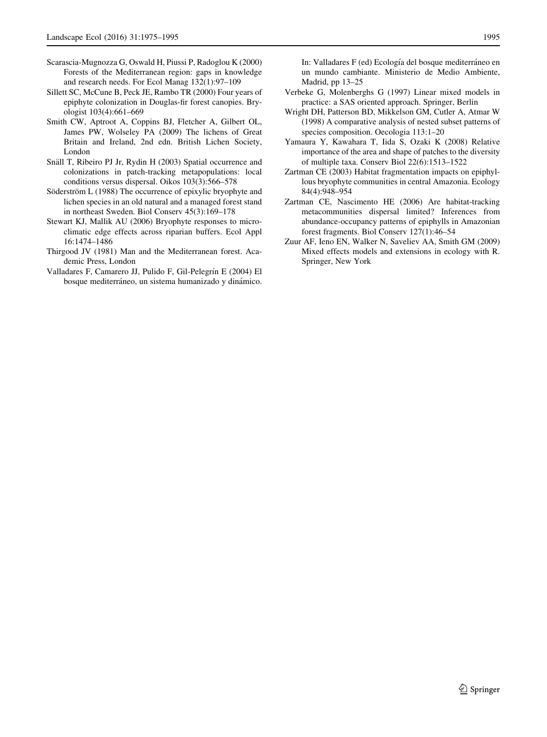Scarascia-Mugnozza G, Oswald H, Piussi P, Radoglou K (2000) Forests of the Mediterranean region: gaps in knowledge and research needs. For Ecol Manag 132(1):97–109

Sillett SC, McCune B, Peck JE, Rambo TR (2000) Four years of epiphyte colonization in Douglas-fir forest canopies. Bryologist 103(4):661–669

Smith CW, Aptroot A, Coppins BJ, Fletcher A, Gilbert OL, James PW, Wolseley PA (2009) The lichens of Great Britain and Ireland, 2nd edn. British Lichen Society, London

Snäll T, Ribeiro PJ Jr, Rydin H (2003) Spatial occurrence and colonizations in patch-tracking metapopulations: local conditions versus dispersal. Oikos 103(3):566–578

Söderström L (1988) The occurrence of epixylic bryophyte and lichen species in an old natural and a managed forest stand in northeast Sweden. Biol Conserv 45(3):169–178

Stewart KJ, Mallik AU (2006) Bryophyte responses to microclimatic edge effects across riparian buffers. Ecol Appl 16:1474–1486

Thirgood JV (1981) Man and the Mediterranean forest. Academic Press, London

Valladares F, Camarero JJ, Pulido F, Gil-Pelegrín E (2004) El bosque mediterráneo, un sistema humanizado y dinámico. In: Valladares F (ed) Ecología del bosque mediterráneo en un mundo cambiante. Ministerio de Medio Ambiente, Madrid, pp 13–25

Verbeke G, Molenberghs G (1997) Linear mixed models in practice: a SAS oriented approach. Springer, Berlin

Wright DH, Patterson BD, Mikkelson GM, Cutler A, Atmar W (1998) A comparative analysis of nested subset patterns of species composition. Oecologia 113:1–20

Yamaura Y, Kawahara T, Iida S, Ozaki K (2008) Relative importance of the area and shape of patches to the diversity of multiple taxa. Conserv Biol 22(6):1513–1522

Zartman CE (2003) Habitat fragmentation impacts on epiphyllous bryophyte communities in central Amazonia. Ecology 84(4):948–954

Zartman CE, Nascimento HE (2006) Are habitat-tracking metacommunities dispersal limited? Inferences from abundance-occupancy patterns of epiphylls in Amazonian forest fragments. Biol Conserv 127(1):46–54

Zuur AF, Ieno EN, Walker N, Saveliev AA, Smith GM (2009) Mixed effects models and extensions in ecology with R. Springer, New York